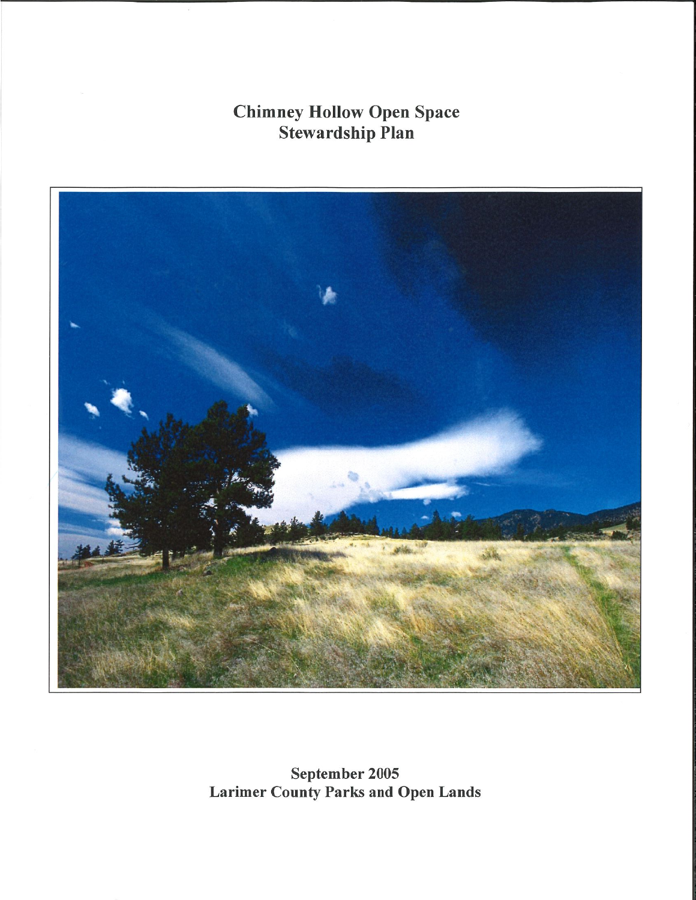# Chimney Hollow Open Space Stewardship Plan

September 2005
Larimer County Parks and Open Lands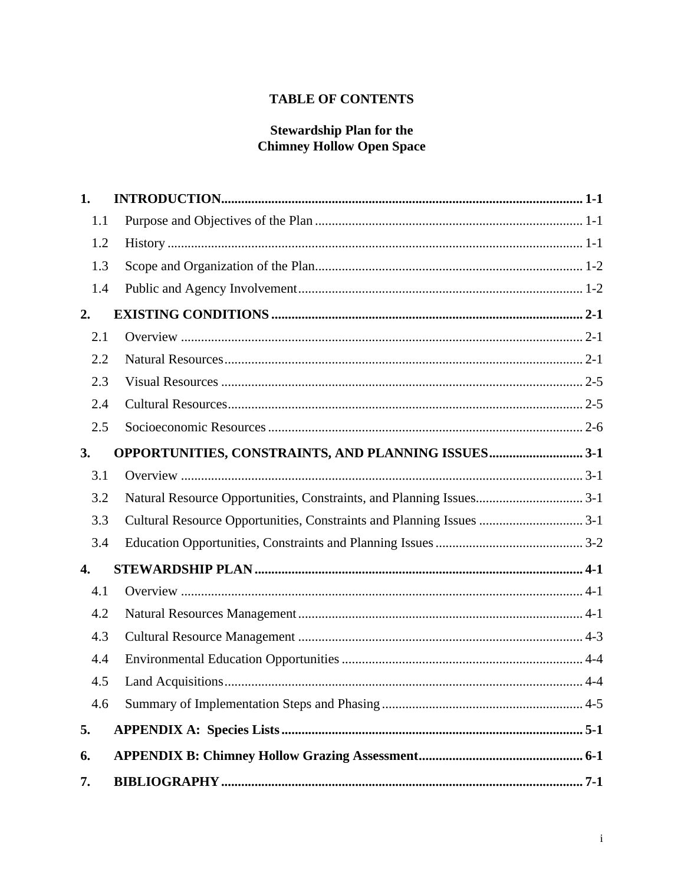# TABLE OF CONTENTS

## Stewardship Plan for the Chimney Hollow Open Space

**1. INTRODUCTION** .......... **1-1**
- 1.1 Purpose and Objectives of the Plan .......... 1-1
- 1.2 History .......... 1-1
- 1.3 Scope and Organization of the Plan .......... 1-2
- 1.4 Public and Agency Involvement .......... 1-2

**2. EXISTING CONDITIONS** .......... **2-1**
- 2.1 Overview .......... 2-1
- 2.2 Natural Resources .......... 2-1
- 2.3 Visual Resources .......... 2-5
- 2.4 Cultural Resources .......... 2-5
- 2.5 Socioeconomic Resources .......... 2-6

**3. OPPORTUNITIES, CONSTRAINTS, AND PLANNING ISSUES** .......... **3-1**
- 3.1 Overview .......... 3-1
- 3.2 Natural Resource Opportunities, Constraints, and Planning Issues .......... 3-1
- 3.3 Cultural Resource Opportunities, Constraints and Planning Issues .......... 3-1
- 3.4 Education Opportunities, Constraints and Planning Issues .......... 3-2

**4. STEWARDSHIP PLAN** .......... **4-1**
- 4.1 Overview .......... 4-1
- 4.2 Natural Resources Management .......... 4-1
- 4.3 Cultural Resource Management .......... 4-3
- 4.4 Environmental Education Opportunities .......... 4-4
- 4.5 Land Acquisitions .......... 4-4
- 4.6 Summary of Implementation Steps and Phasing .......... 4-5

**5. APPENDIX A: Species Lists** .......... **5-1**

**6. APPENDIX B: Chimney Hollow Grazing Assessment** .......... **6-1**

**7. BIBLIOGRAPHY** .......... **7-1**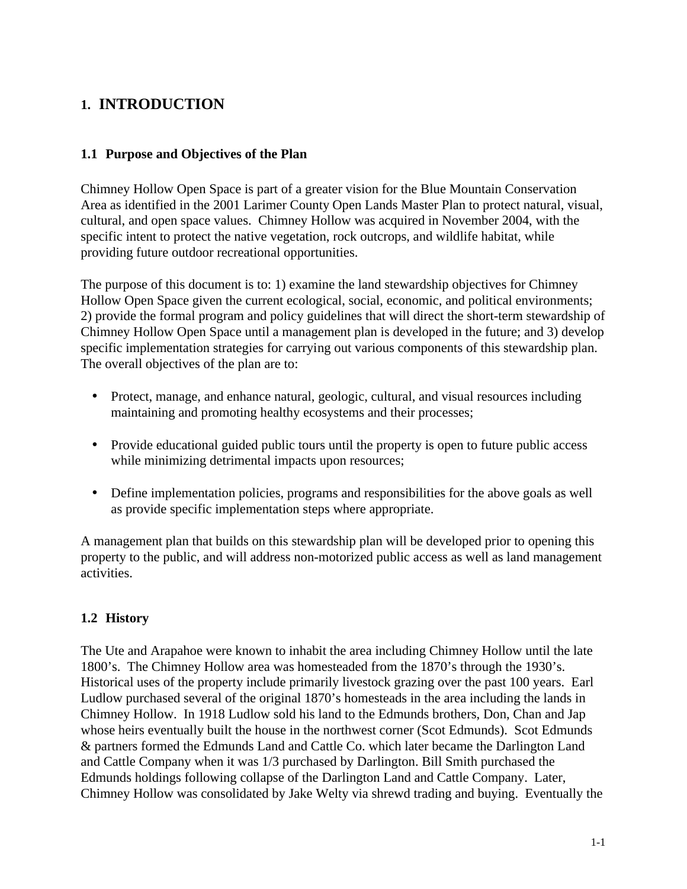# 1. INTRODUCTION

## 1.1 Purpose and Objectives of the Plan

Chimney Hollow Open Space is part of a greater vision for the Blue Mountain Conservation Area as identified in the 2001 Larimer County Open Lands Master Plan to protect natural, visual, cultural, and open space values. Chimney Hollow was acquired in November 2004, with the specific intent to protect the native vegetation, rock outcrops, and wildlife habitat, while providing future outdoor recreational opportunities.

The purpose of this document is to: 1) examine the land stewardship objectives for Chimney Hollow Open Space given the current ecological, social, economic, and political environments; 2) provide the formal program and policy guidelines that will direct the short-term stewardship of Chimney Hollow Open Space until a management plan is developed in the future; and 3) develop specific implementation strategies for carrying out various components of this stewardship plan. The overall objectives of the plan are to:

- Protect, manage, and enhance natural, geologic, cultural, and visual resources including maintaining and promoting healthy ecosystems and their processes;
- Provide educational guided public tours until the property is open to future public access while minimizing detrimental impacts upon resources;
- Define implementation policies, programs and responsibilities for the above goals as well as provide specific implementation steps where appropriate.

A management plan that builds on this stewardship plan will be developed prior to opening this property to the public, and will address non-motorized public access as well as land management activities.

## 1.2 History

The Ute and Arapahoe were known to inhabit the area including Chimney Hollow until the late 1800's. The Chimney Hollow area was homesteaded from the 1870's through the 1930's. Historical uses of the property include primarily livestock grazing over the past 100 years. Earl Ludlow purchased several of the original 1870's homesteads in the area including the lands in Chimney Hollow. In 1918 Ludlow sold his land to the Edmunds brothers, Don, Chan and Jap whose heirs eventually built the house in the northwest corner (Scot Edmunds). Scot Edmunds & partners formed the Edmunds Land and Cattle Co. which later became the Darlington Land and Cattle Company when it was 1/3 purchased by Darlington. Bill Smith purchased the Edmunds holdings following collapse of the Darlington Land and Cattle Company. Later, Chimney Hollow was consolidated by Jake Welty via shrewd trading and buying. Eventually the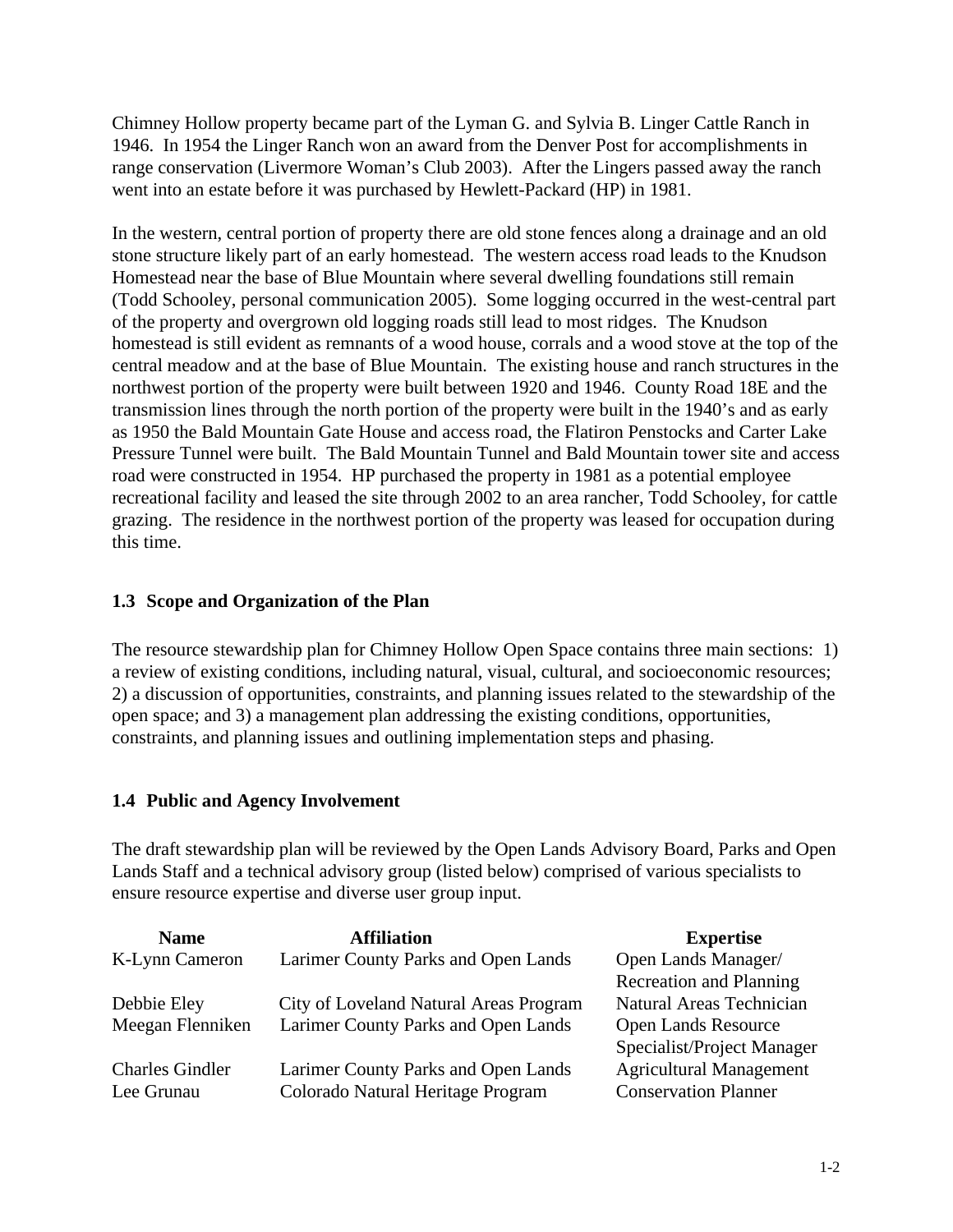Chimney Hollow property became part of the Lyman G. and Sylvia B. Linger Cattle Ranch in 1946. In 1954 the Linger Ranch won an award from the Denver Post for accomplishments in range conservation (Livermore Woman's Club 2003). After the Lingers passed away the ranch went into an estate before it was purchased by Hewlett-Packard (HP) in 1981.

In the western, central portion of property there are old stone fences along a drainage and an old stone structure likely part of an early homestead. The western access road leads to the Knudson Homestead near the base of Blue Mountain where several dwelling foundations still remain (Todd Schooley, personal communication 2005). Some logging occurred in the west-central part of the property and overgrown old logging roads still lead to most ridges. The Knudson homestead is still evident as remnants of a wood house, corrals and a wood stove at the top of the central meadow and at the base of Blue Mountain. The existing house and ranch structures in the northwest portion of the property were built between 1920 and 1946. County Road 18E and the transmission lines through the north portion of the property were built in the 1940's and as early as 1950 the Bald Mountain Gate House and access road, the Flatiron Penstocks and Carter Lake Pressure Tunnel were built. The Bald Mountain Tunnel and Bald Mountain tower site and access road were constructed in 1954. HP purchased the property in 1981 as a potential employee recreational facility and leased the site through 2002 to an area rancher, Todd Schooley, for cattle grazing. The residence in the northwest portion of the property was leased for occupation during this time.

## 1.3 Scope and Organization of the Plan

The resource stewardship plan for Chimney Hollow Open Space contains three main sections: 1) a review of existing conditions, including natural, visual, cultural, and socioeconomic resources; 2) a discussion of opportunities, constraints, and planning issues related to the stewardship of the open space; and 3) a management plan addressing the existing conditions, opportunities, constraints, and planning issues and outlining implementation steps and phasing.

## 1.4 Public and Agency Involvement

The draft stewardship plan will be reviewed by the Open Lands Advisory Board, Parks and Open Lands Staff and a technical advisory group (listed below) comprised of various specialists to ensure resource expertise and diverse user group input.

| Name | Affiliation | Expertise |
|---|---|---|
| K-Lynn Cameron | Larimer County Parks and Open Lands | Open Lands Manager/ Recreation and Planning |
| Debbie Eley | City of Loveland Natural Areas Program | Natural Areas Technician |
| Meegan Flenniken | Larimer County Parks and Open Lands | Open Lands Resource Specialist/Project Manager |
| Charles Gindler | Larimer County Parks and Open Lands | Agricultural Management |
| Lee Grunau | Colorado Natural Heritage Program | Conservation Planner |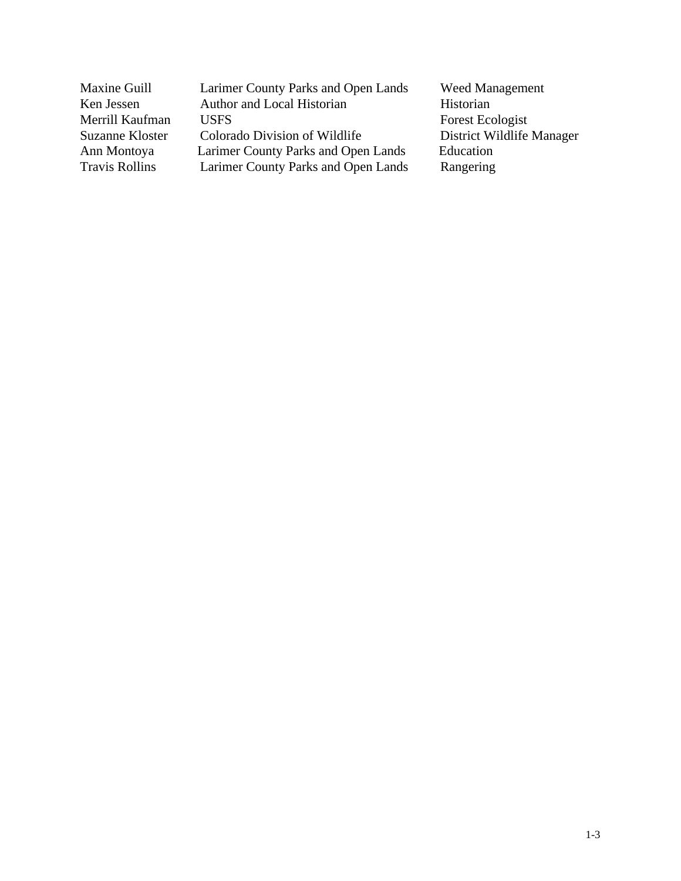| | | |
|---|---|---|
| Maxine Guill | Larimer County Parks and Open Lands | Weed Management |
| Ken Jessen | Author and Local Historian | Historian |
| Merrill Kaufman | USFS | Forest Ecologist |
| Suzanne Kloster | Colorado Division of Wildlife | District Wildlife Manager |
| Ann Montoya | Larimer County Parks and Open Lands | Education |
| Travis Rollins | Larimer County Parks and Open Lands | Rangering |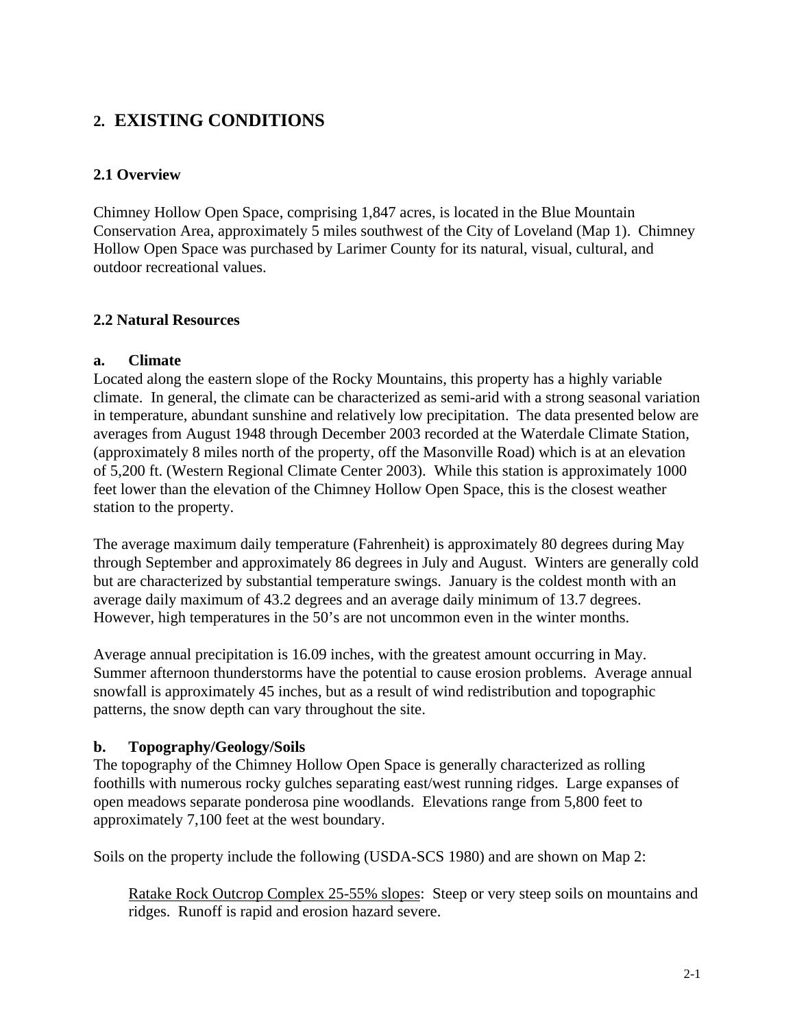# 2. EXISTING CONDITIONS

## 2.1 Overview

Chimney Hollow Open Space, comprising 1,847 acres, is located in the Blue Mountain Conservation Area, approximately 5 miles southwest of the City of Loveland (Map 1). Chimney Hollow Open Space was purchased by Larimer County for its natural, visual, cultural, and outdoor recreational values.

## 2.2 Natural Resources

### a. Climate

Located along the eastern slope of the Rocky Mountains, this property has a highly variable climate. In general, the climate can be characterized as semi-arid with a strong seasonal variation in temperature, abundant sunshine and relatively low precipitation. The data presented below are averages from August 1948 through December 2003 recorded at the Waterdale Climate Station, (approximately 8 miles north of the property, off the Masonville Road) which is at an elevation of 5,200 ft. (Western Regional Climate Center 2003). While this station is approximately 1000 feet lower than the elevation of the Chimney Hollow Open Space, this is the closest weather station to the property.

The average maximum daily temperature (Fahrenheit) is approximately 80 degrees during May through September and approximately 86 degrees in July and August. Winters are generally cold but are characterized by substantial temperature swings. January is the coldest month with an average daily maximum of 43.2 degrees and an average daily minimum of 13.7 degrees. However, high temperatures in the 50's are not uncommon even in the winter months.

Average annual precipitation is 16.09 inches, with the greatest amount occurring in May. Summer afternoon thunderstorms have the potential to cause erosion problems. Average annual snowfall is approximately 45 inches, but as a result of wind redistribution and topographic patterns, the snow depth can vary throughout the site.

### b. Topography/Geology/Soils

The topography of the Chimney Hollow Open Space is generally characterized as rolling foothills with numerous rocky gulches separating east/west running ridges. Large expanses of open meadows separate ponderosa pine woodlands. Elevations range from 5,800 feet to approximately 7,100 feet at the west boundary.

Soils on the property include the following (USDA-SCS 1980) and are shown on Map 2:

<u>Ratake Rock Outcrop Complex 25-55% slopes</u>: Steep or very steep soils on mountains and ridges. Runoff is rapid and erosion hazard severe.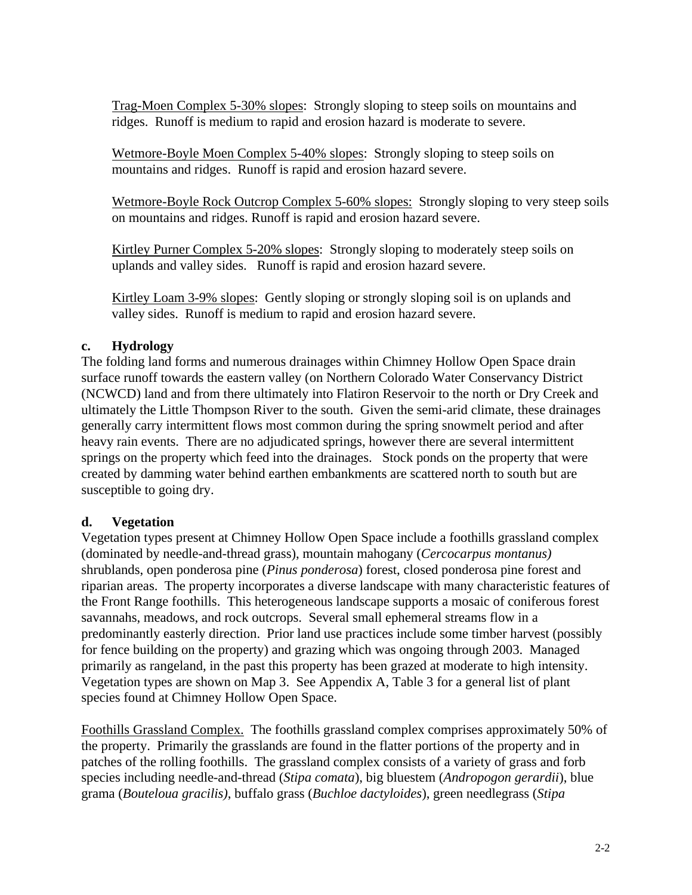Trag-Moen Complex 5-30% slopes: Strongly sloping to steep soils on mountains and ridges. Runoff is medium to rapid and erosion hazard is moderate to severe.

Wetmore-Boyle Moen Complex 5-40% slopes: Strongly sloping to steep soils on mountains and ridges. Runoff is rapid and erosion hazard severe.

Wetmore-Boyle Rock Outcrop Complex 5-60% slopes: Strongly sloping to very steep soils on mountains and ridges. Runoff is rapid and erosion hazard severe.

Kirtley Purner Complex 5-20% slopes: Strongly sloping to moderately steep soils on uplands and valley sides. Runoff is rapid and erosion hazard severe.

Kirtley Loam 3-9% slopes: Gently sloping or strongly sloping soil is on uplands and valley sides. Runoff is medium to rapid and erosion hazard severe.

### c. Hydrology

The folding land forms and numerous drainages within Chimney Hollow Open Space drain surface runoff towards the eastern valley (on Northern Colorado Water Conservancy District (NCWCD) land and from there ultimately into Flatiron Reservoir to the north or Dry Creek and ultimately the Little Thompson River to the south. Given the semi-arid climate, these drainages generally carry intermittent flows most common during the spring snowmelt period and after heavy rain events. There are no adjudicated springs, however there are several intermittent springs on the property which feed into the drainages. Stock ponds on the property that were created by damming water behind earthen embankments are scattered north to south but are susceptible to going dry.

### d. Vegetation

Vegetation types present at Chimney Hollow Open Space include a foothills grassland complex (dominated by needle-and-thread grass), mountain mahogany (*Cercocarpus montanus)* shrublands, open ponderosa pine (*Pinus ponderosa*) forest, closed ponderosa pine forest and riparian areas. The property incorporates a diverse landscape with many characteristic features of the Front Range foothills. This heterogeneous landscape supports a mosaic of coniferous forest savannahs, meadows, and rock outcrops. Several small ephemeral streams flow in a predominantly easterly direction. Prior land use practices include some timber harvest (possibly for fence building on the property) and grazing which was ongoing through 2003. Managed primarily as rangeland, in the past this property has been grazed at moderate to high intensity. Vegetation types are shown on Map 3. See Appendix A, Table 3 for a general list of plant species found at Chimney Hollow Open Space.

Foothills Grassland Complex. The foothills grassland complex comprises approximately 50% of the property. Primarily the grasslands are found in the flatter portions of the property and in patches of the rolling foothills. The grassland complex consists of a variety of grass and forb species including needle-and-thread (*Stipa comata*), big bluestem (*Andropogon gerardii*), blue grama (*Bouteloua gracilis)*, buffalo grass (*Buchloe dactyloides*), green needlegrass (*Stipa*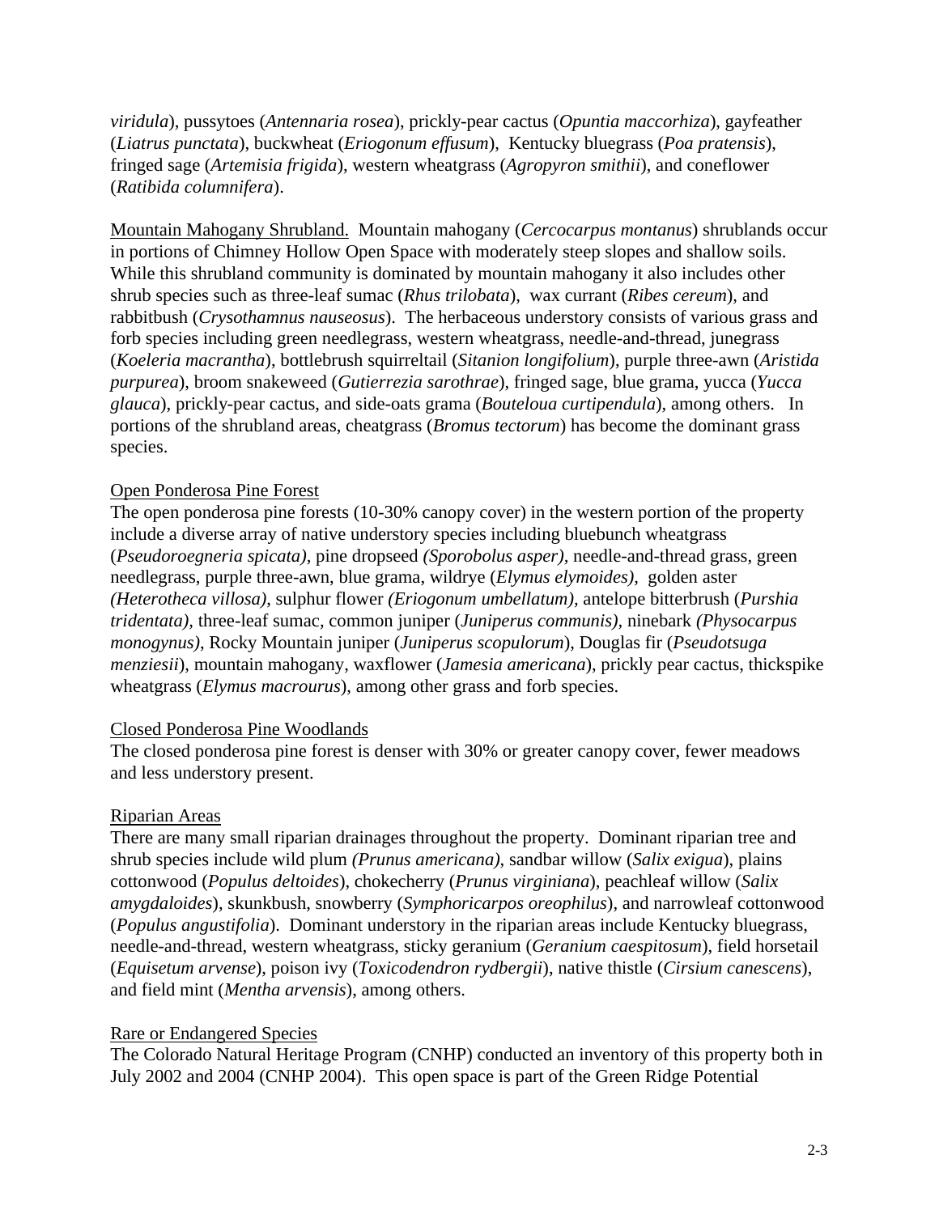*viridula*), pussytoes (*Antennaria rosea*), prickly-pear cactus (*Opuntia maccorhiza*), gayfeather (*Liatrus punctata*), buckwheat (*Eriogonum effusum*), Kentucky bluegrass (*Poa pratensis*), fringed sage (*Artemisia frigida*), western wheatgrass (*Agropyron smithii*), and coneflower (*Ratibida columnifera*).

Mountain Mahogany Shrubland. Mountain mahogany (*Cercocarpus montanus*) shrublands occur in portions of Chimney Hollow Open Space with moderately steep slopes and shallow soils. While this shrubland community is dominated by mountain mahogany it also includes other shrub species such as three-leaf sumac (*Rhus trilobata*), wax currant (*Ribes cereum*), and rabbitbush (*Crysothamnus nauseosus*). The herbaceous understory consists of various grass and forb species including green needlegrass, western wheatgrass, needle-and-thread, junegrass (*Koeleria macrantha*), bottlebrush squirreltail (*Sitanion longifolium*), purple three-awn (*Aristida purpurea*), broom snakeweed (*Gutierrezia sarothrae*), fringed sage, blue grama, yucca (*Yucca glauca*), prickly-pear cactus, and side-oats grama (*Bouteloua curtipendula*), among others. In portions of the shrubland areas, cheatgrass (*Bromus tectorum*) has become the dominant grass species.

Open Ponderosa Pine Forest

The open ponderosa pine forests (10-30% canopy cover) in the western portion of the property include a diverse array of native understory species including bluebunch wheatgrass (*Pseudoroegneria spicata)*, pine dropseed *(Sporobolus asper)*, needle-and-thread grass, green needlegrass, purple three-awn, blue grama, wildrye (*Elymus elymoides),* golden aster *(Heterotheca villosa)*, sulphur flower *(Eriogonum umbellatum)*, antelope bitterbrush (*Purshia tridentata)*, three-leaf sumac, common juniper (*Juniperus communis)*, ninebark *(Physocarpus monogynus)*, Rocky Mountain juniper (*Juniperus scopulorum*), Douglas fir (*Pseudotsuga menziesii*), mountain mahogany, waxflower (*Jamesia americana*), prickly pear cactus, thickspike wheatgrass (*Elymus macrourus*), among other grass and forb species.

Closed Ponderosa Pine Woodlands

The closed ponderosa pine forest is denser with 30% or greater canopy cover, fewer meadows and less understory present.

Riparian Areas

There are many small riparian drainages throughout the property. Dominant riparian tree and shrub species include wild plum *(Prunus americana)*, sandbar willow (*Salix exigua*), plains cottonwood (*Populus deltoides*), chokecherry (*Prunus virginiana*), peachleaf willow (*Salix amygdaloides*), skunkbush, snowberry (*Symphoricarpos oreophilus*), and narrowleaf cottonwood (*Populus angustifolia*). Dominant understory in the riparian areas include Kentucky bluegrass, needle-and-thread, western wheatgrass, sticky geranium (*Geranium caespitosum*), field horsetail (*Equisetum arvense*), poison ivy (*Toxicodendron rydbergii*), native thistle (*Cirsium canescens*), and field mint (*Mentha arvensis*), among others.

Rare or Endangered Species

The Colorado Natural Heritage Program (CNHP) conducted an inventory of this property both in July 2002 and 2004 (CNHP 2004). This open space is part of the Green Ridge Potential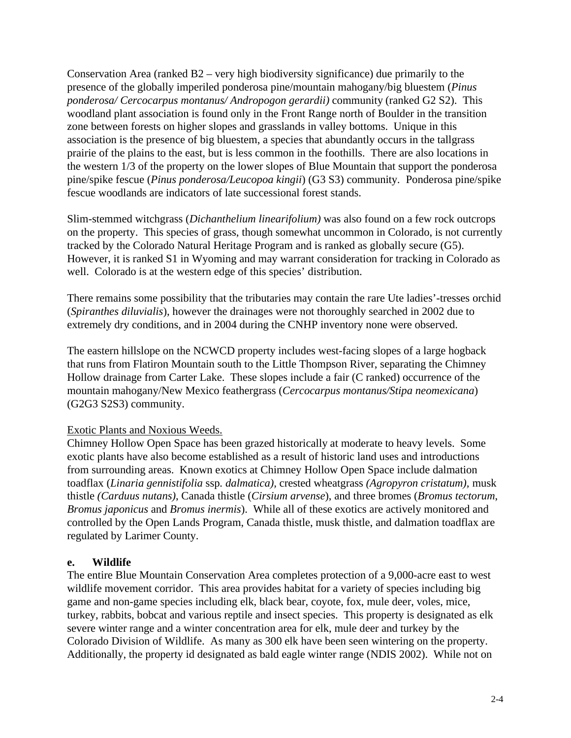Conservation Area (ranked B2 – very high biodiversity significance) due primarily to the presence of the globally imperiled ponderosa pine/mountain mahogany/big bluestem (*Pinus ponderosa/ Cercocarpus montanus/ Andropogon gerardii)* community (ranked G2 S2). This woodland plant association is found only in the Front Range north of Boulder in the transition zone between forests on higher slopes and grasslands in valley bottoms. Unique in this association is the presence of big bluestem, a species that abundantly occurs in the tallgrass prairie of the plains to the east, but is less common in the foothills. There are also locations in the western 1/3 of the property on the lower slopes of Blue Mountain that support the ponderosa pine/spike fescue (*Pinus ponderosa/Leucopoa kingii*) (G3 S3) community. Ponderosa pine/spike fescue woodlands are indicators of late successional forest stands.

Slim-stemmed witchgrass (*Dichanthelium linearifolium)* was also found on a few rock outcrops on the property. This species of grass, though somewhat uncommon in Colorado, is not currently tracked by the Colorado Natural Heritage Program and is ranked as globally secure (G5). However, it is ranked S1 in Wyoming and may warrant consideration for tracking in Colorado as well. Colorado is at the western edge of this species' distribution.

There remains some possibility that the tributaries may contain the rare Ute ladies'-tresses orchid (*Spiranthes diluvialis*), however the drainages were not thoroughly searched in 2002 due to extremely dry conditions, and in 2004 during the CNHP inventory none were observed.

The eastern hillslope on the NCWCD property includes west-facing slopes of a large hogback that runs from Flatiron Mountain south to the Little Thompson River, separating the Chimney Hollow drainage from Carter Lake. These slopes include a fair (C ranked) occurrence of the mountain mahogany/New Mexico feathergrass (*Cercocarpus montanus/Stipa neomexicana*) (G2G3 S2S3) community.

<u>Exotic Plants and Noxious Weeds.</u>
Chimney Hollow Open Space has been grazed historically at moderate to heavy levels. Some exotic plants have also become established as a result of historic land uses and introductions from surrounding areas. Known exotics at Chimney Hollow Open Space include dalmation toadflax (*Linaria gennistifolia* ssp. *dalmatica),* crested wheatgrass *(Agropyron cristatum),* musk thistle *(Carduus nutans)*, Canada thistle (*Cirsium arvense*), and three bromes (*Bromus tectorum*, *Bromus japonicus* and *Bromus inermis*). While all of these exotics are actively monitored and controlled by the Open Lands Program, Canada thistle, musk thistle, and dalmation toadflax are regulated by Larimer County.

**e. Wildlife**

The entire Blue Mountain Conservation Area completes protection of a 9,000-acre east to west wildlife movement corridor. This area provides habitat for a variety of species including big game and non-game species including elk, black bear, coyote, fox, mule deer, voles, mice, turkey, rabbits, bobcat and various reptile and insect species. This property is designated as elk severe winter range and a winter concentration area for elk, mule deer and turkey by the Colorado Division of Wildlife. As many as 300 elk have been seen wintering on the property. Additionally, the property id designated as bald eagle winter range (NDIS 2002). While not on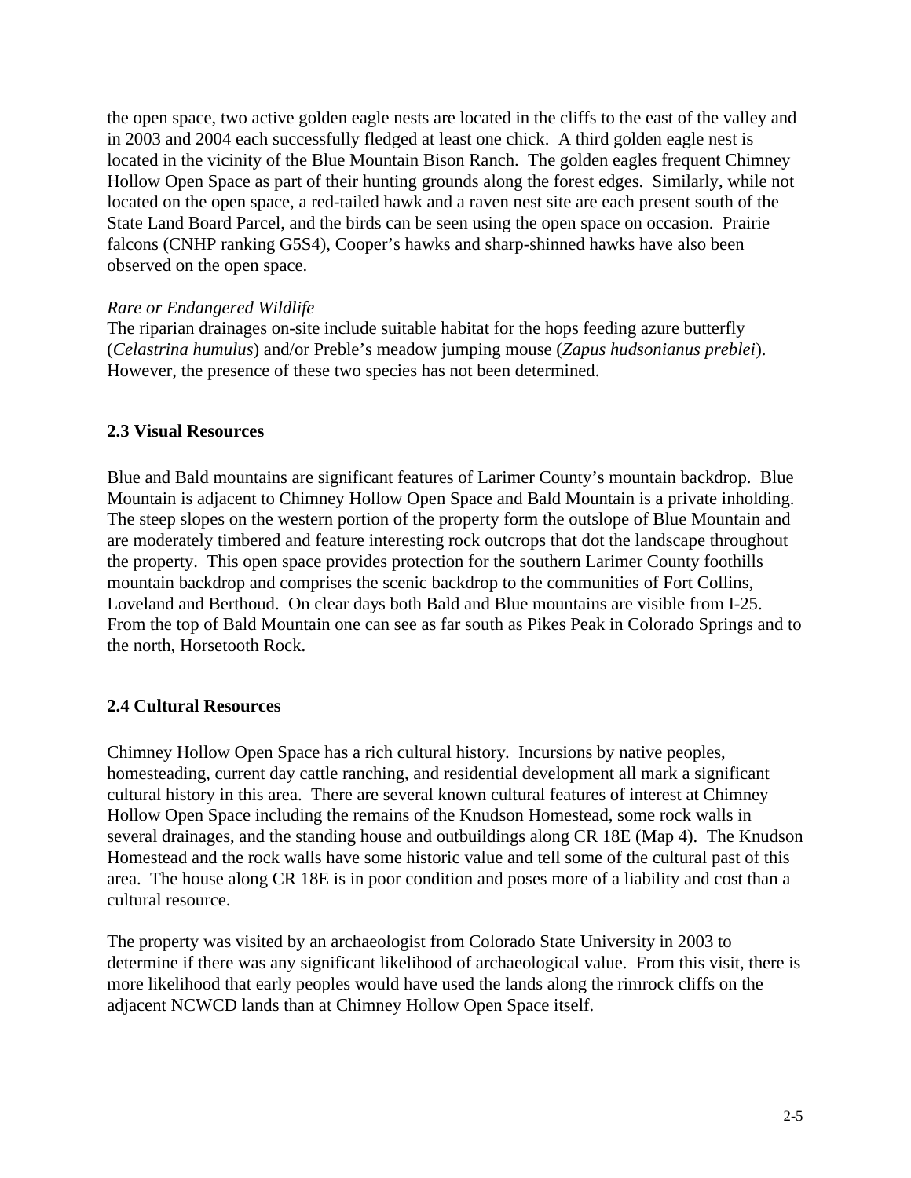the open space, two active golden eagle nests are located in the cliffs to the east of the valley and in 2003 and 2004 each successfully fledged at least one chick. A third golden eagle nest is located in the vicinity of the Blue Mountain Bison Ranch. The golden eagles frequent Chimney Hollow Open Space as part of their hunting grounds along the forest edges. Similarly, while not located on the open space, a red-tailed hawk and a raven nest site are each present south of the State Land Board Parcel, and the birds can be seen using the open space on occasion. Prairie falcons (CNHP ranking G5S4), Cooper's hawks and sharp-shinned hawks have also been observed on the open space.

*Rare or Endangered Wildlife*
The riparian drainages on-site include suitable habitat for the hops feeding azure butterfly (*Celastrina humulus*) and/or Preble's meadow jumping mouse (*Zapus hudsonianus preblei*). However, the presence of these two species has not been determined.

### 2.3 Visual Resources

Blue and Bald mountains are significant features of Larimer County's mountain backdrop. Blue Mountain is adjacent to Chimney Hollow Open Space and Bald Mountain is a private inholding. The steep slopes on the western portion of the property form the outslope of Blue Mountain and are moderately timbered and feature interesting rock outcrops that dot the landscape throughout the property. This open space provides protection for the southern Larimer County foothills mountain backdrop and comprises the scenic backdrop to the communities of Fort Collins, Loveland and Berthoud. On clear days both Bald and Blue mountains are visible from I-25. From the top of Bald Mountain one can see as far south as Pikes Peak in Colorado Springs and to the north, Horsetooth Rock.

### 2.4 Cultural Resources

Chimney Hollow Open Space has a rich cultural history. Incursions by native peoples, homesteading, current day cattle ranching, and residential development all mark a significant cultural history in this area. There are several known cultural features of interest at Chimney Hollow Open Space including the remains of the Knudson Homestead, some rock walls in several drainages, and the standing house and outbuildings along CR 18E (Map 4). The Knudson Homestead and the rock walls have some historic value and tell some of the cultural past of this area. The house along CR 18E is in poor condition and poses more of a liability and cost than a cultural resource.

The property was visited by an archaeologist from Colorado State University in 2003 to determine if there was any significant likelihood of archaeological value. From this visit, there is more likelihood that early peoples would have used the lands along the rimrock cliffs on the adjacent NCWCD lands than at Chimney Hollow Open Space itself.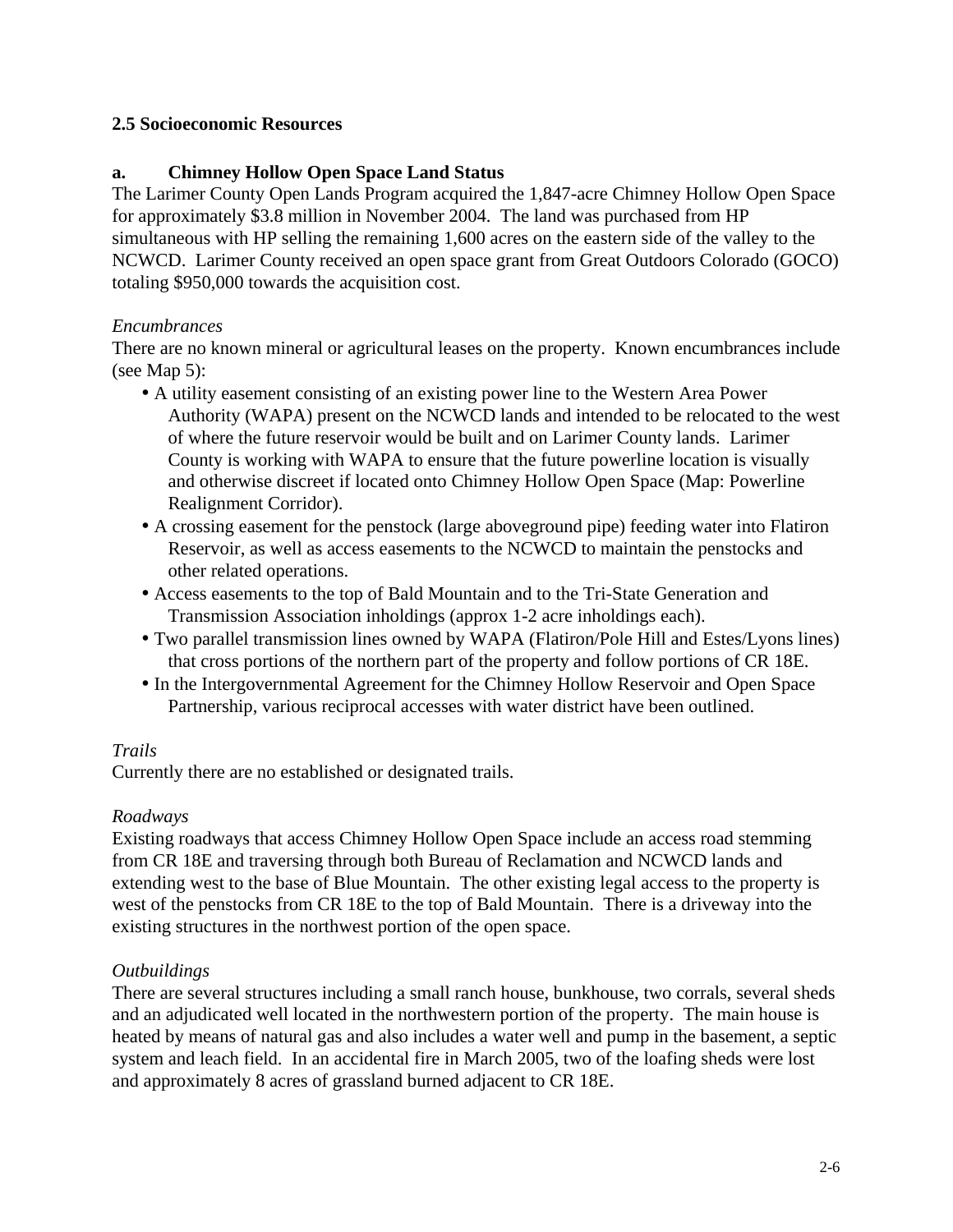**2.5 Socioeconomic Resources**

**a. Chimney Hollow Open Space Land Status**

The Larimer County Open Lands Program acquired the 1,847-acre Chimney Hollow Open Space for approximately $3.8 million in November 2004. The land was purchased from HP simultaneous with HP selling the remaining 1,600 acres on the eastern side of the valley to the NCWCD. Larimer County received an open space grant from Great Outdoors Colorado (GOCO) totaling $950,000 towards the acquisition cost.

*Encumbrances*

There are no known mineral or agricultural leases on the property. Known encumbrances include (see Map 5):

- A utility easement consisting of an existing power line to the Western Area Power Authority (WAPA) present on the NCWCD lands and intended to be relocated to the west of where the future reservoir would be built and on Larimer County lands. Larimer County is working with WAPA to ensure that the future powerline location is visually and otherwise discreet if located onto Chimney Hollow Open Space (Map: Powerline Realignment Corridor).
- A crossing easement for the penstock (large aboveground pipe) feeding water into Flatiron Reservoir, as well as access easements to the NCWCD to maintain the penstocks and other related operations.
- Access easements to the top of Bald Mountain and to the Tri-State Generation and Transmission Association inholdings (approx 1-2 acre inholdings each).
- Two parallel transmission lines owned by WAPA (Flatiron/Pole Hill and Estes/Lyons lines) that cross portions of the northern part of the property and follow portions of CR 18E.
- In the Intergovernmental Agreement for the Chimney Hollow Reservoir and Open Space Partnership, various reciprocal accesses with water district have been outlined.

*Trails*

Currently there are no established or designated trails.

*Roadways*

Existing roadways that access Chimney Hollow Open Space include an access road stemming from CR 18E and traversing through both Bureau of Reclamation and NCWCD lands and extending west to the base of Blue Mountain. The other existing legal access to the property is west of the penstocks from CR 18E to the top of Bald Mountain. There is a driveway into the existing structures in the northwest portion of the open space.

*Outbuildings*

There are several structures including a small ranch house, bunkhouse, two corrals, several sheds and an adjudicated well located in the northwestern portion of the property. The main house is heated by means of natural gas and also includes a water well and pump in the basement, a septic system and leach field. In an accidental fire in March 2005, two of the loafing sheds were lost and approximately 8 acres of grassland burned adjacent to CR 18E.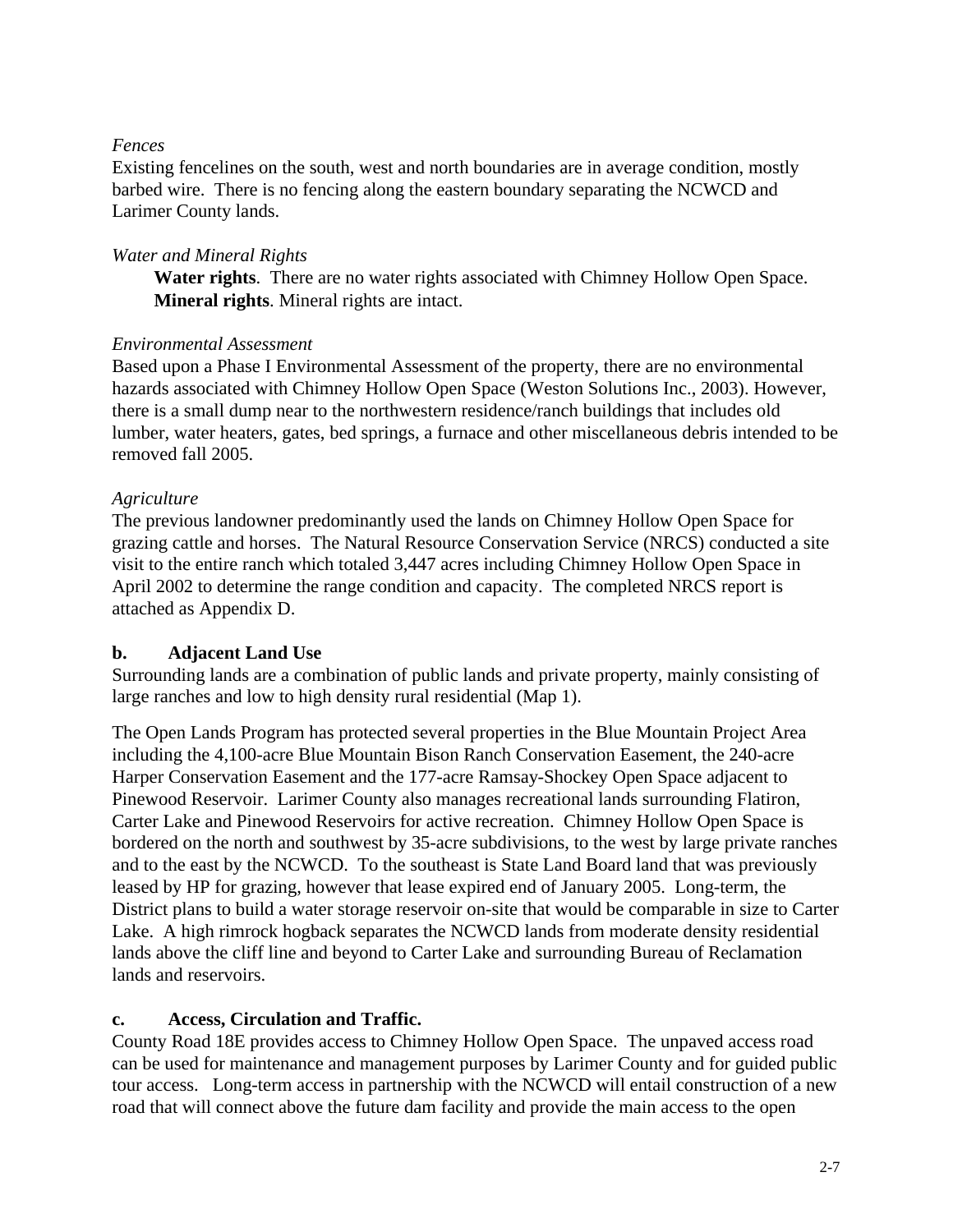*Fences*

Existing fencelines on the south, west and north boundaries are in average condition, mostly barbed wire. There is no fencing along the eastern boundary separating the NCWCD and Larimer County lands.

*Water and Mineral Rights*

**Water rights**. There are no water rights associated with Chimney Hollow Open Space.
**Mineral rights**. Mineral rights are intact.

*Environmental Assessment*

Based upon a Phase I Environmental Assessment of the property, there are no environmental hazards associated with Chimney Hollow Open Space (Weston Solutions Inc., 2003). However, there is a small dump near to the northwestern residence/ranch buildings that includes old lumber, water heaters, gates, bed springs, a furnace and other miscellaneous debris intended to be removed fall 2005.

*Agriculture*

The previous landowner predominantly used the lands on Chimney Hollow Open Space for grazing cattle and horses. The Natural Resource Conservation Service (NRCS) conducted a site visit to the entire ranch which totaled 3,447 acres including Chimney Hollow Open Space in April 2002 to determine the range condition and capacity. The completed NRCS report is attached as Appendix D.

**b. Adjacent Land Use**

Surrounding lands are a combination of public lands and private property, mainly consisting of large ranches and low to high density rural residential (Map 1).

The Open Lands Program has protected several properties in the Blue Mountain Project Area including the 4,100-acre Blue Mountain Bison Ranch Conservation Easement, the 240-acre Harper Conservation Easement and the 177-acre Ramsay-Shockey Open Space adjacent to Pinewood Reservoir. Larimer County also manages recreational lands surrounding Flatiron, Carter Lake and Pinewood Reservoirs for active recreation. Chimney Hollow Open Space is bordered on the north and southwest by 35-acre subdivisions, to the west by large private ranches and to the east by the NCWCD. To the southeast is State Land Board land that was previously leased by HP for grazing, however that lease expired end of January 2005. Long-term, the District plans to build a water storage reservoir on-site that would be comparable in size to Carter Lake. A high rimrock hogback separates the NCWCD lands from moderate density residential lands above the cliff line and beyond to Carter Lake and surrounding Bureau of Reclamation lands and reservoirs.

**c. Access, Circulation and Traffic.**

County Road 18E provides access to Chimney Hollow Open Space. The unpaved access road can be used for maintenance and management purposes by Larimer County and for guided public tour access. Long-term access in partnership with the NCWCD will entail construction of a new road that will connect above the future dam facility and provide the main access to the open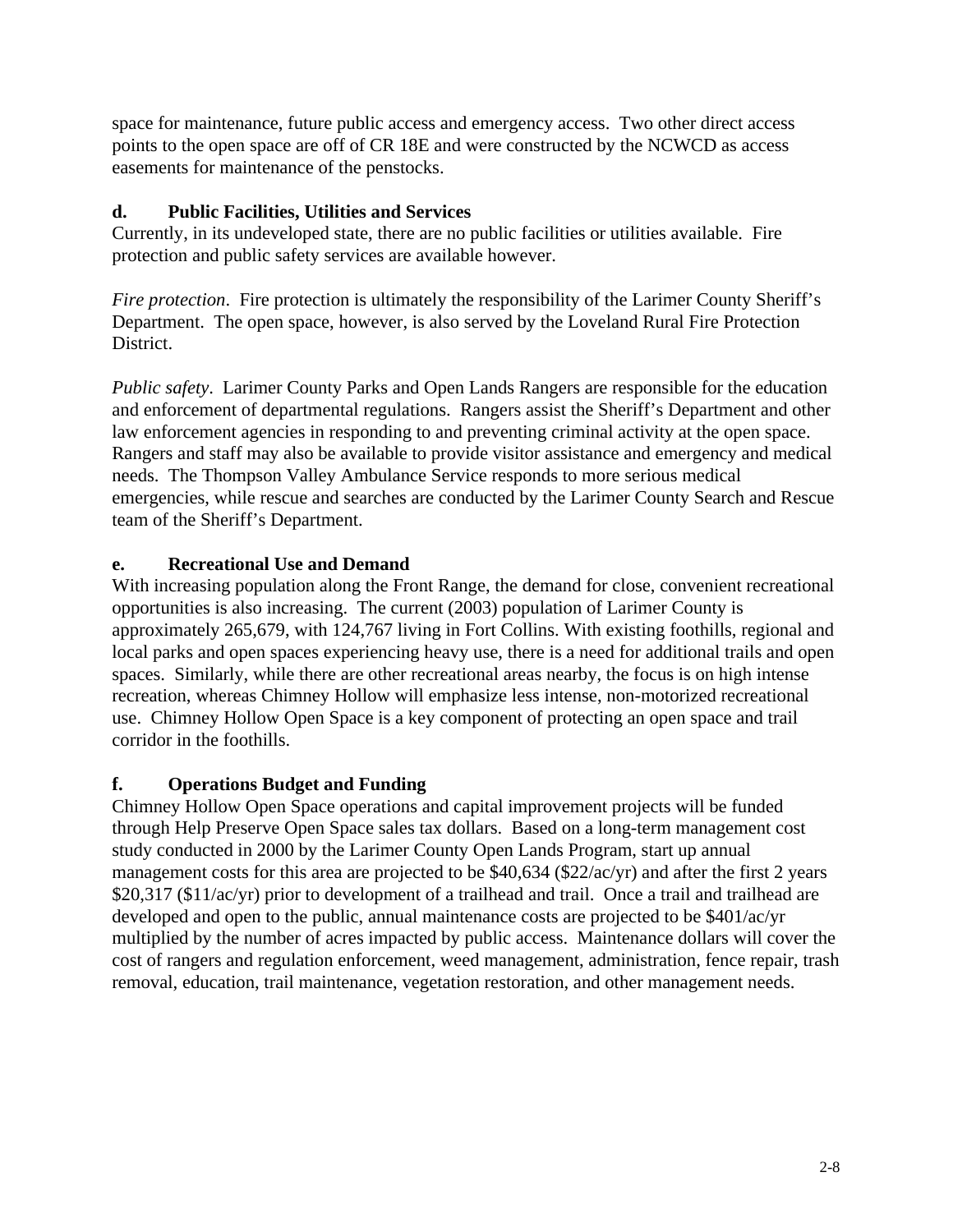space for maintenance, future public access and emergency access. Two other direct access points to the open space are off of CR 18E and were constructed by the NCWCD as access easements for maintenance of the penstocks.

### d. Public Facilities, Utilities and Services

Currently, in its undeveloped state, there are no public facilities or utilities available. Fire protection and public safety services are available however.

*Fire protection*. Fire protection is ultimately the responsibility of the Larimer County Sheriff's Department. The open space, however, is also served by the Loveland Rural Fire Protection District.

*Public safety*. Larimer County Parks and Open Lands Rangers are responsible for the education and enforcement of departmental regulations. Rangers assist the Sheriff's Department and other law enforcement agencies in responding to and preventing criminal activity at the open space. Rangers and staff may also be available to provide visitor assistance and emergency and medical needs. The Thompson Valley Ambulance Service responds to more serious medical emergencies, while rescue and searches are conducted by the Larimer County Search and Rescue team of the Sheriff's Department.

### e. Recreational Use and Demand

With increasing population along the Front Range, the demand for close, convenient recreational opportunities is also increasing. The current (2003) population of Larimer County is approximately 265,679, with 124,767 living in Fort Collins. With existing foothills, regional and local parks and open spaces experiencing heavy use, there is a need for additional trails and open spaces. Similarly, while there are other recreational areas nearby, the focus is on high intense recreation, whereas Chimney Hollow will emphasize less intense, non-motorized recreational use. Chimney Hollow Open Space is a key component of protecting an open space and trail corridor in the foothills.

### f. Operations Budget and Funding

Chimney Hollow Open Space operations and capital improvement projects will be funded through Help Preserve Open Space sales tax dollars. Based on a long-term management cost study conducted in 2000 by the Larimer County Open Lands Program, start up annual management costs for this area are projected to be $40,634 ($22/ac/yr) and after the first 2 years $20,317 ($11/ac/yr) prior to development of a trailhead and trail. Once a trail and trailhead are developed and open to the public, annual maintenance costs are projected to be $401/ac/yr multiplied by the number of acres impacted by public access. Maintenance dollars will cover the cost of rangers and regulation enforcement, weed management, administration, fence repair, trash removal, education, trail maintenance, vegetation restoration, and other management needs.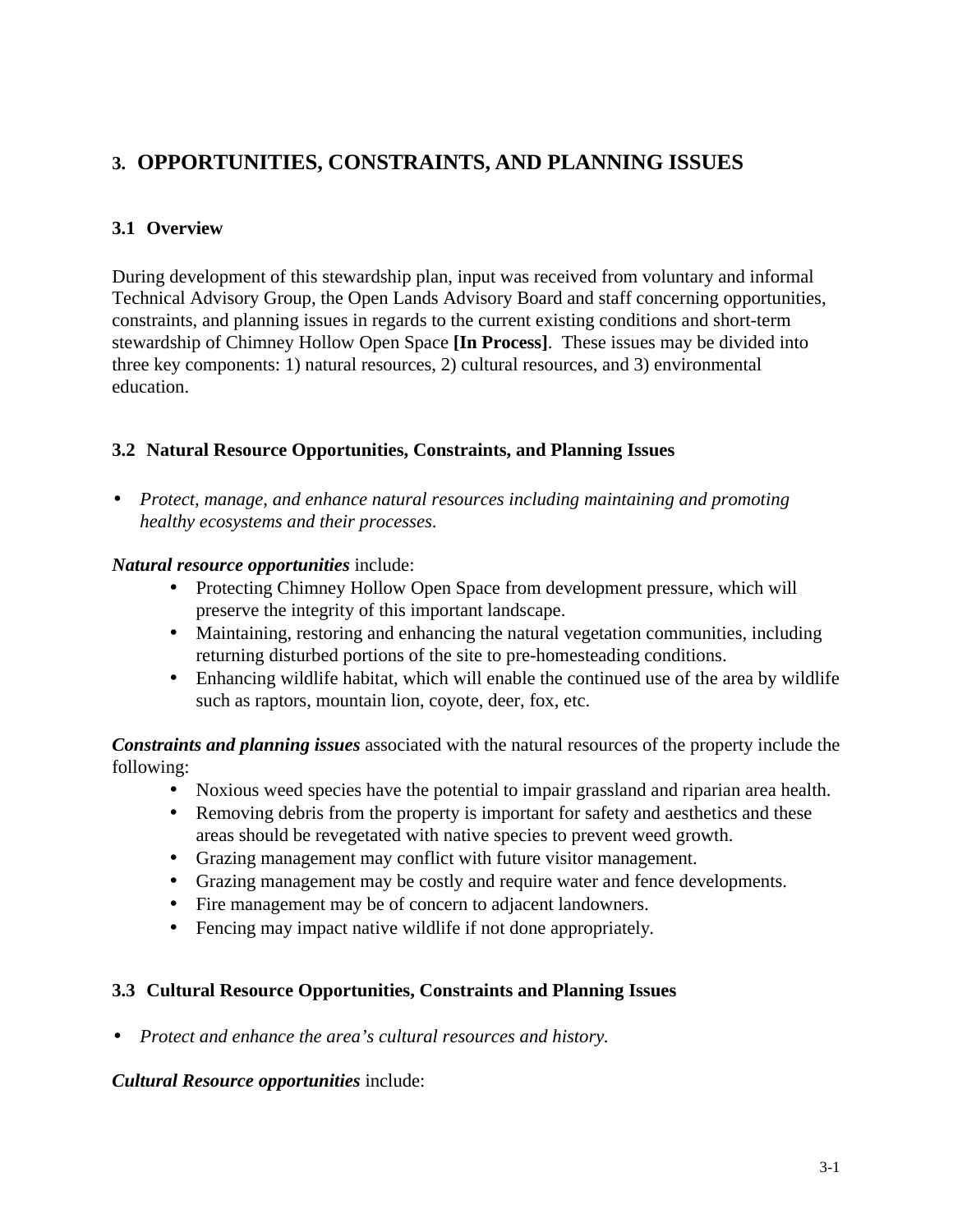# 3. OPPORTUNITIES, CONSTRAINTS, AND PLANNING ISSUES

## 3.1 Overview

During development of this stewardship plan, input was received from voluntary and informal Technical Advisory Group, the Open Lands Advisory Board and staff concerning opportunities, constraints, and planning issues in regards to the current existing conditions and short-term stewardship of Chimney Hollow Open Space **[In Process]**. These issues may be divided into three key components: 1) natural resources, 2) cultural resources, and 3) environmental education.

## 3.2 Natural Resource Opportunities, Constraints, and Planning Issues

- *Protect, manage, and enhance natural resources including maintaining and promoting healthy ecosystems and their processes.*

***Natural resource opportunities*** include:

- Protecting Chimney Hollow Open Space from development pressure, which will preserve the integrity of this important landscape.
- Maintaining, restoring and enhancing the natural vegetation communities, including returning disturbed portions of the site to pre-homesteading conditions.
- Enhancing wildlife habitat, which will enable the continued use of the area by wildlife such as raptors, mountain lion, coyote, deer, fox, etc.

***Constraints and planning issues*** associated with the natural resources of the property include the following:

- Noxious weed species have the potential to impair grassland and riparian area health.
- Removing debris from the property is important for safety and aesthetics and these areas should be revegetated with native species to prevent weed growth.
- Grazing management may conflict with future visitor management.
- Grazing management may be costly and require water and fence developments.
- Fire management may be of concern to adjacent landowners.
- Fencing may impact native wildlife if not done appropriately.

## 3.3 Cultural Resource Opportunities, Constraints and Planning Issues

- *Protect and enhance the area's cultural resources and history.*

***Cultural Resource opportunities*** include: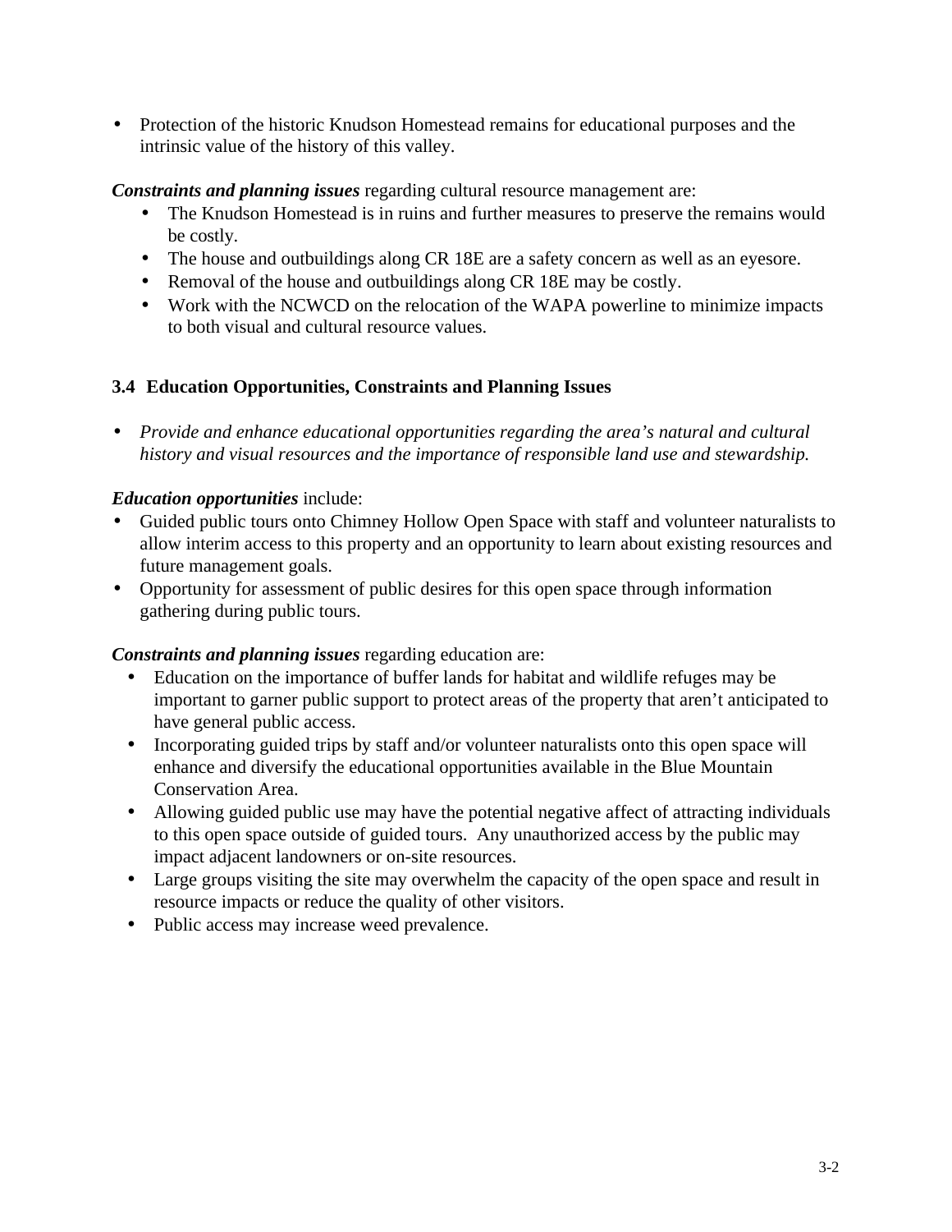- Protection of the historic Knudson Homestead remains for educational purposes and the intrinsic value of the history of this valley.

***Constraints and planning issues*** regarding cultural resource management are:

- The Knudson Homestead is in ruins and further measures to preserve the remains would be costly.
- The house and outbuildings along CR 18E are a safety concern as well as an eyesore.
- Removal of the house and outbuildings along CR 18E may be costly.
- Work with the NCWCD on the relocation of the WAPA powerline to minimize impacts to both visual and cultural resource values.

### 3.4 Education Opportunities, Constraints and Planning Issues

- *Provide and enhance educational opportunities regarding the area's natural and cultural history and visual resources and the importance of responsible land use and stewardship.*

***Education opportunities*** include:

- Guided public tours onto Chimney Hollow Open Space with staff and volunteer naturalists to allow interim access to this property and an opportunity to learn about existing resources and future management goals.
- Opportunity for assessment of public desires for this open space through information gathering during public tours.

***Constraints and planning issues*** regarding education are:

- Education on the importance of buffer lands for habitat and wildlife refuges may be important to garner public support to protect areas of the property that aren't anticipated to have general public access.
- Incorporating guided trips by staff and/or volunteer naturalists onto this open space will enhance and diversify the educational opportunities available in the Blue Mountain Conservation Area.
- Allowing guided public use may have the potential negative affect of attracting individuals to this open space outside of guided tours. Any unauthorized access by the public may impact adjacent landowners or on-site resources.
- Large groups visiting the site may overwhelm the capacity of the open space and result in resource impacts or reduce the quality of other visitors.
- Public access may increase weed prevalence.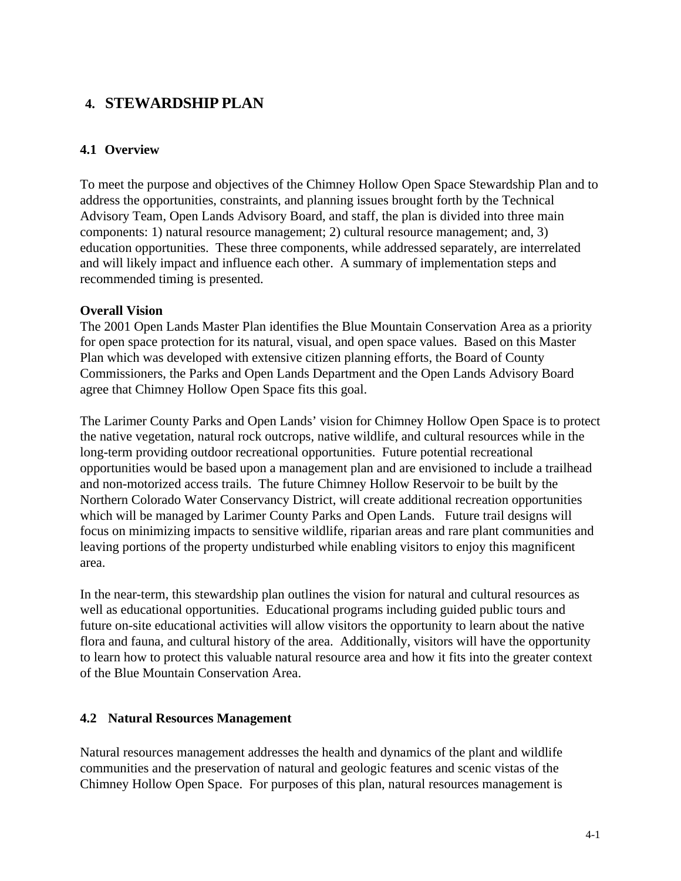# 4. STEWARDSHIP PLAN

## 4.1 Overview

To meet the purpose and objectives of the Chimney Hollow Open Space Stewardship Plan and to address the opportunities, constraints, and planning issues brought forth by the Technical Advisory Team, Open Lands Advisory Board, and staff, the plan is divided into three main components: 1) natural resource management; 2) cultural resource management; and, 3) education opportunities. These three components, while addressed separately, are interrelated and will likely impact and influence each other. A summary of implementation steps and recommended timing is presented.

**Overall Vision**

The 2001 Open Lands Master Plan identifies the Blue Mountain Conservation Area as a priority for open space protection for its natural, visual, and open space values. Based on this Master Plan which was developed with extensive citizen planning efforts, the Board of County Commissioners, the Parks and Open Lands Department and the Open Lands Advisory Board agree that Chimney Hollow Open Space fits this goal.

The Larimer County Parks and Open Lands' vision for Chimney Hollow Open Space is to protect the native vegetation, natural rock outcrops, native wildlife, and cultural resources while in the long-term providing outdoor recreational opportunities. Future potential recreational opportunities would be based upon a management plan and are envisioned to include a trailhead and non-motorized access trails. The future Chimney Hollow Reservoir to be built by the Northern Colorado Water Conservancy District, will create additional recreation opportunities which will be managed by Larimer County Parks and Open Lands. Future trail designs will focus on minimizing impacts to sensitive wildlife, riparian areas and rare plant communities and leaving portions of the property undisturbed while enabling visitors to enjoy this magnificent area.

In the near-term, this stewardship plan outlines the vision for natural and cultural resources as well as educational opportunities. Educational programs including guided public tours and future on-site educational activities will allow visitors the opportunity to learn about the native flora and fauna, and cultural history of the area. Additionally, visitors will have the opportunity to learn how to protect this valuable natural resource area and how it fits into the greater context of the Blue Mountain Conservation Area.

## 4.2 Natural Resources Management

Natural resources management addresses the health and dynamics of the plant and wildlife communities and the preservation of natural and geologic features and scenic vistas of the Chimney Hollow Open Space. For purposes of this plan, natural resources management is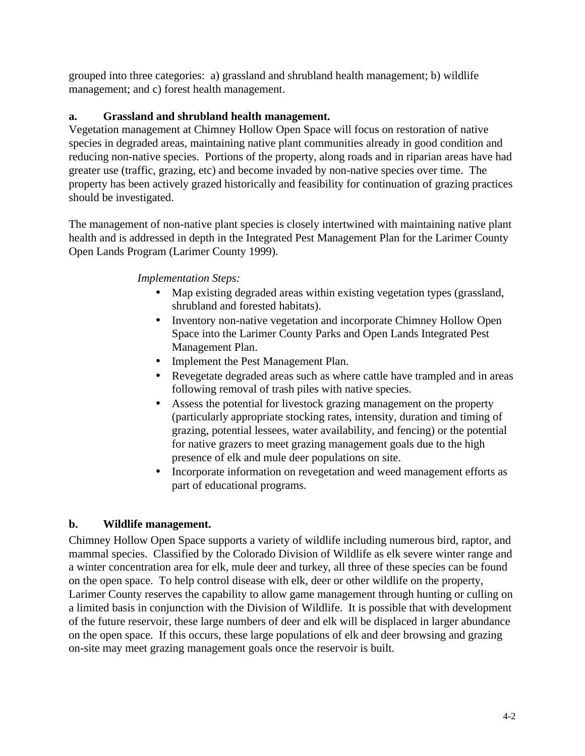grouped into three categories: a) grassland and shrubland health management; b) wildlife management; and c) forest health management.

**a. Grassland and shrubland health management.**

Vegetation management at Chimney Hollow Open Space will focus on restoration of native species in degraded areas, maintaining native plant communities already in good condition and reducing non-native species. Portions of the property, along roads and in riparian areas have had greater use (traffic, grazing, etc) and become invaded by non-native species over time. The property has been actively grazed historically and feasibility for continuation of grazing practices should be investigated.

The management of non-native plant species is closely intertwined with maintaining native plant health and is addressed in depth in the Integrated Pest Management Plan for the Larimer County Open Lands Program (Larimer County 1999).

*Implementation Steps:*

- Map existing degraded areas within existing vegetation types (grassland, shrubland and forested habitats).
- Inventory non-native vegetation and incorporate Chimney Hollow Open Space into the Larimer County Parks and Open Lands Integrated Pest Management Plan.
- Implement the Pest Management Plan.
- Revegetate degraded areas such as where cattle have trampled and in areas following removal of trash piles with native species.
- Assess the potential for livestock grazing management on the property (particularly appropriate stocking rates, intensity, duration and timing of grazing, potential lessees, water availability, and fencing) or the potential for native grazers to meet grazing management goals due to the high presence of elk and mule deer populations on site.
- Incorporate information on revegetation and weed management efforts as part of educational programs.

**b. Wildlife management.**

Chimney Hollow Open Space supports a variety of wildlife including numerous bird, raptor, and mammal species. Classified by the Colorado Division of Wildlife as elk severe winter range and a winter concentration area for elk, mule deer and turkey, all three of these species can be found on the open space. To help control disease with elk, deer or other wildlife on the property, Larimer County reserves the capability to allow game management through hunting or culling on a limited basis in conjunction with the Division of Wildlife. It is possible that with development of the future reservoir, these large numbers of deer and elk will be displaced in larger abundance on the open space. If this occurs, these large populations of elk and deer browsing and grazing on-site may meet grazing management goals once the reservoir is built.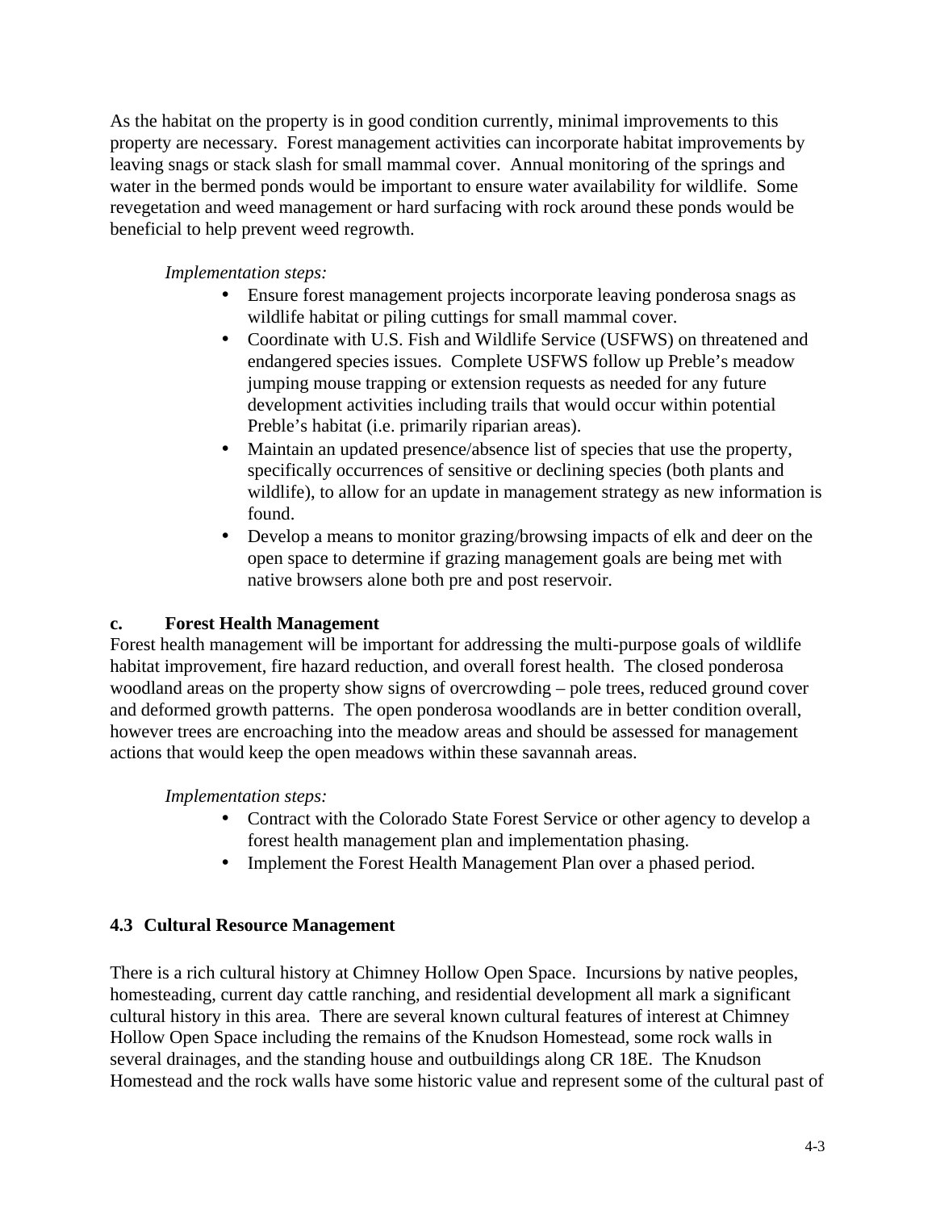As the habitat on the property is in good condition currently, minimal improvements to this property are necessary.  Forest management activities can incorporate habitat improvements by leaving snags or stack slash for small mammal cover.  Annual monitoring of the springs and water in the bermed ponds would be important to ensure water availability for wildlife.  Some revegetation and weed management or hard surfacing with rock around these ponds would be beneficial to help prevent weed regrowth.

*Implementation steps:*

- Ensure forest management projects incorporate leaving ponderosa snags as wildlife habitat or piling cuttings for small mammal cover.
- Coordinate with U.S. Fish and Wildlife Service (USFWS) on threatened and endangered species issues.  Complete USFWS follow up Preble's meadow jumping mouse trapping or extension requests as needed for any future development activities including trails that would occur within potential Preble's habitat (i.e. primarily riparian areas).
- Maintain an updated presence/absence list of species that use the property, specifically occurrences of sensitive or declining species (both plants and wildlife), to allow for an update in management strategy as new information is found.
- Develop a means to monitor grazing/browsing impacts of elk and deer on the open space to determine if grazing management goals are being met with native browsers alone both pre and post reservoir.

**c. Forest Health Management**

Forest health management will be important for addressing the multi-purpose goals of wildlife habitat improvement, fire hazard reduction, and overall forest health.  The closed ponderosa woodland areas on the property show signs of overcrowding – pole trees, reduced ground cover and deformed growth patterns.  The open ponderosa woodlands are in better condition overall, however trees are encroaching into the meadow areas and should be assessed for management actions that would keep the open meadows within these savannah areas.

*Implementation steps:*

- Contract with the Colorado State Forest Service or other agency to develop a forest health management plan and implementation phasing.
- Implement the Forest Health Management Plan over a phased period.

## 4.3 Cultural Resource Management

There is a rich cultural history at Chimney Hollow Open Space.  Incursions by native peoples, homesteading, current day cattle ranching, and residential development all mark a significant cultural history in this area.  There are several known cultural features of interest at Chimney Hollow Open Space including the remains of the Knudson Homestead, some rock walls in several drainages, and the standing house and outbuildings along CR 18E.  The Knudson Homestead and the rock walls have some historic value and represent some of the cultural past of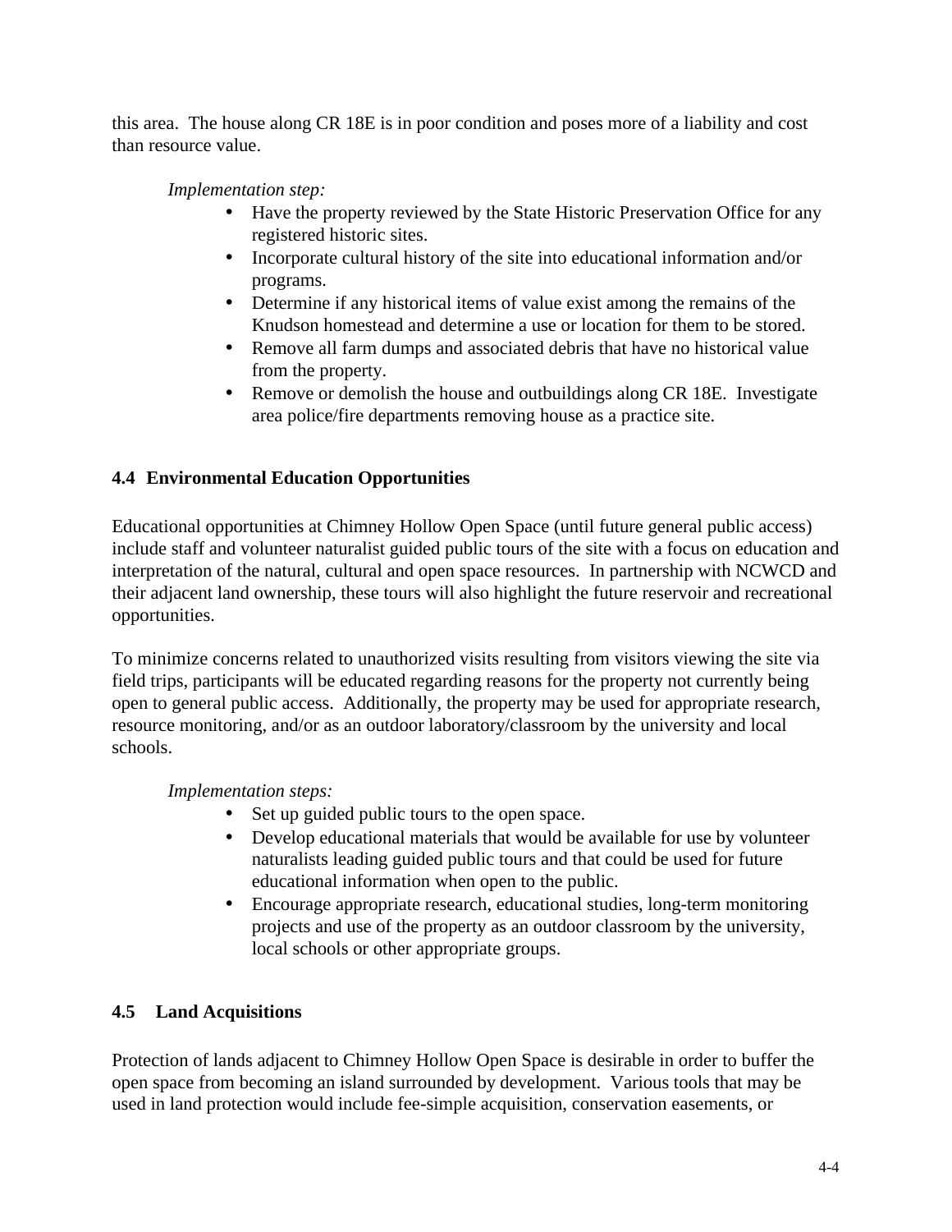this area. The house along CR 18E is in poor condition and poses more of a liability and cost than resource value.

*Implementation step:*

- Have the property reviewed by the State Historic Preservation Office for any registered historic sites.
- Incorporate cultural history of the site into educational information and/or programs.
- Determine if any historical items of value exist among the remains of the Knudson homestead and determine a use or location for them to be stored.
- Remove all farm dumps and associated debris that have no historical value from the property.
- Remove or demolish the house and outbuildings along CR 18E. Investigate area police/fire departments removing house as a practice site.

### 4.4 Environmental Education Opportunities

Educational opportunities at Chimney Hollow Open Space (until future general public access) include staff and volunteer naturalist guided public tours of the site with a focus on education and interpretation of the natural, cultural and open space resources. In partnership with NCWCD and their adjacent land ownership, these tours will also highlight the future reservoir and recreational opportunities.

To minimize concerns related to unauthorized visits resulting from visitors viewing the site via field trips, participants will be educated regarding reasons for the property not currently being open to general public access. Additionally, the property may be used for appropriate research, resource monitoring, and/or as an outdoor laboratory/classroom by the university and local schools.

*Implementation steps:*

- Set up guided public tours to the open space.
- Develop educational materials that would be available for use by volunteer naturalists leading guided public tours and that could be used for future educational information when open to the public.
- Encourage appropriate research, educational studies, long-term monitoring projects and use of the property as an outdoor classroom by the university, local schools or other appropriate groups.

### 4.5 Land Acquisitions

Protection of lands adjacent to Chimney Hollow Open Space is desirable in order to buffer the open space from becoming an island surrounded by development. Various tools that may be used in land protection would include fee-simple acquisition, conservation easements, or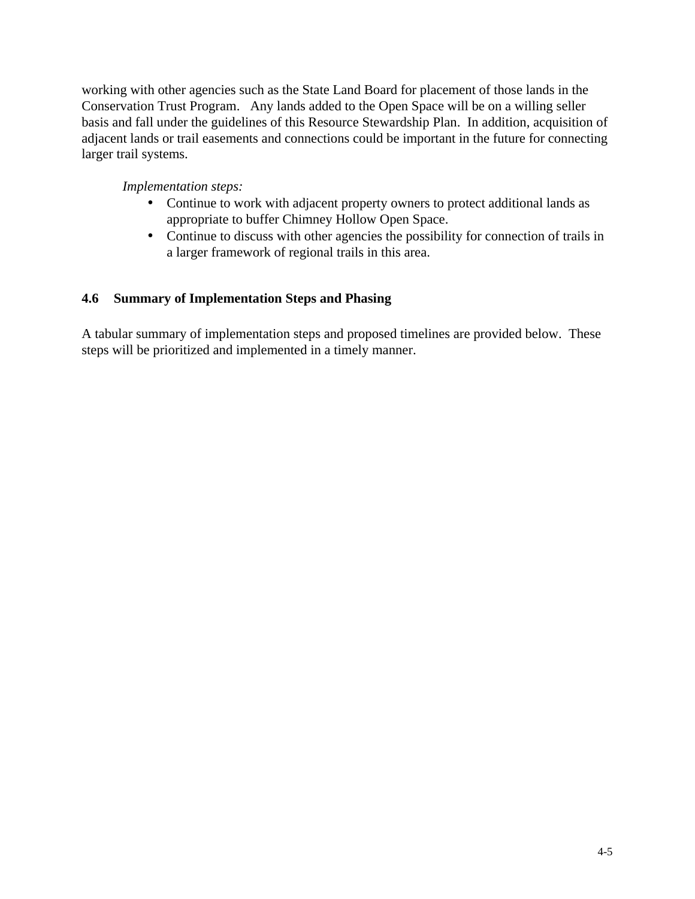working with other agencies such as the State Land Board for placement of those lands in the Conservation Trust Program. Any lands added to the Open Space will be on a willing seller basis and fall under the guidelines of this Resource Stewardship Plan. In addition, acquisition of adjacent lands or trail easements and connections could be important in the future for connecting larger trail systems.

*Implementation steps:*

- Continue to work with adjacent property owners to protect additional lands as appropriate to buffer Chimney Hollow Open Space.
- Continue to discuss with other agencies the possibility for connection of trails in a larger framework of regional trails in this area.

## 4.6 Summary of Implementation Steps and Phasing

A tabular summary of implementation steps and proposed timelines are provided below. These steps will be prioritized and implemented in a timely manner.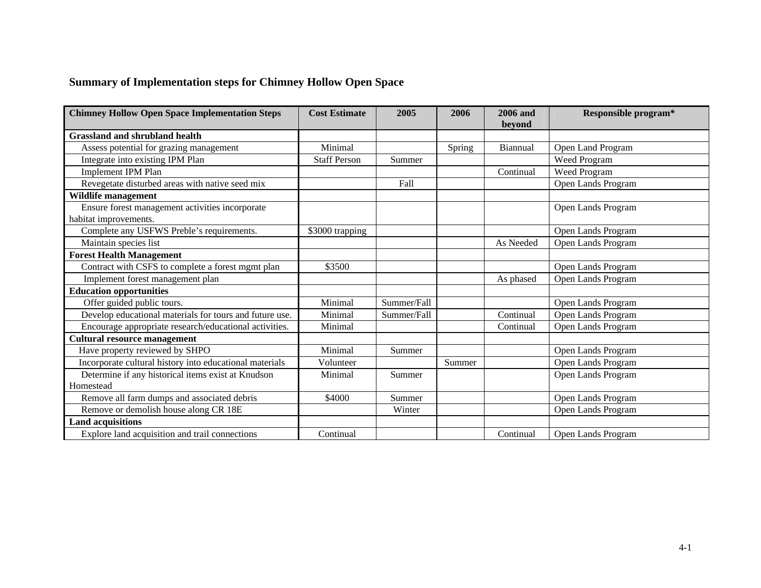## Summary of Implementation steps for Chimney Hollow Open Space

| Chimney Hollow Open Space Implementation Steps | Cost Estimate | 2005 | 2006 | 2006 and beyond | Responsible program* |
|---|---|---|---|---|---|
| **Grassland and shrubland health** | | | | | |
| Assess potential for grazing management | Minimal | | Spring | Biannual | Open Land Program |
| Integrate into existing IPM Plan | Staff Person | Summer | | | Weed Program |
| Implement IPM Plan | | | | Continual | Weed Program |
| Revegetate disturbed areas with native seed mix | | Fall | | | Open Lands Program |
| **Wildlife management** | | | | | |
| Ensure forest management activities incorporate habitat improvements. | | | | | Open Lands Program |
| Complete any USFWS Preble's requirements. | $3000 trapping | | | | Open Lands Program |
| Maintain species list | | | | As Needed | Open Lands Program |
| **Forest Health Management** | | | | | |
| Contract with CSFS to complete a forest mgmt plan | $3500 | | | | Open Lands Program |
| Implement forest management plan | | | | As phased | Open Lands Program |
| **Education opportunities** | | | | | |
| Offer guided public tours. | Minimal | Summer/Fall | | | Open Lands Program |
| Develop educational materials for tours and future use. | Minimal | Summer/Fall | | Continual | Open Lands Program |
| Encourage appropriate research/educational activities. | Minimal | | | Continual | Open Lands Program |
| **Cultural resource management** | | | | | |
| Have property reviewed by SHPO | Minimal | Summer | | | Open Lands Program |
| Incorporate cultural history into educational materials | Volunteer | | Summer | | Open Lands Program |
| Determine if any historical items exist at Knudson Homestead | Minimal | Summer | | | Open Lands Program |
| Remove all farm dumps and associated debris | $4000 | Summer | | | Open Lands Program |
| Remove or demolish house along CR 18E | | Winter | | | Open Lands Program |
| **Land acquisitions** | | | | | |
| Explore land acquisition and trail connections | Continual | | | Continual | Open Lands Program |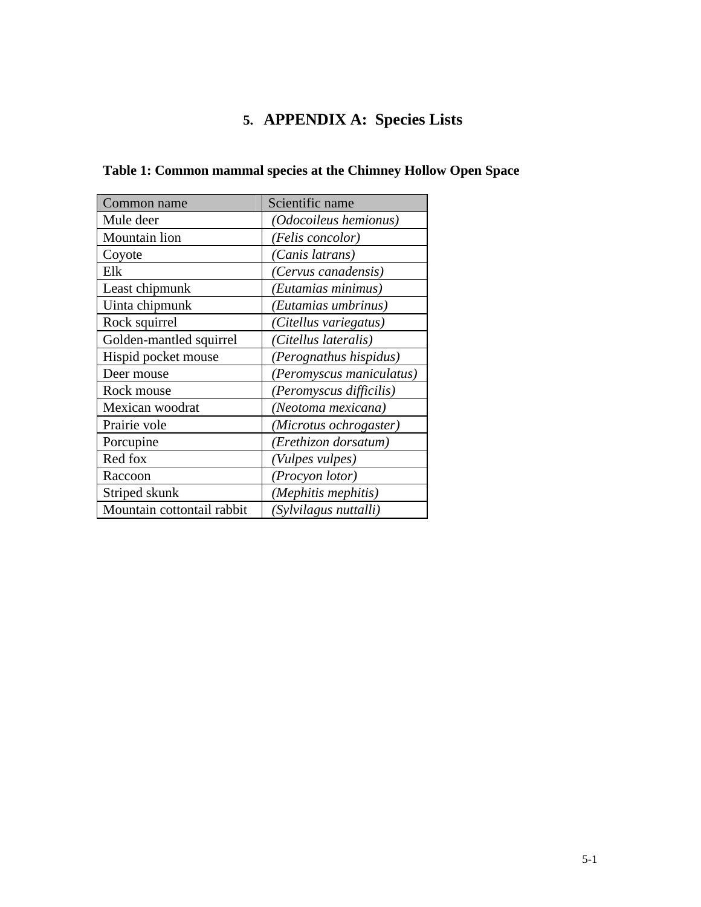# 5. APPENDIX A: Species Lists

**Table 1: Common mammal species at the Chimney Hollow Open Space**

| Common name | Scientific name |
|---|---|
| Mule deer | *(Odocoileus hemionus)* |
| Mountain lion | *(Felis concolor)* |
| Coyote | *(Canis latrans)* |
| Elk | *(Cervus canadensis)* |
| Least chipmunk | *(Eutamias minimus)* |
| Uinta chipmunk | *(Eutamias umbrinus)* |
| Rock squirrel | *(Citellus variegatus)* |
| Golden-mantled squirrel | *(Citellus lateralis)* |
| Hispid pocket mouse | *(Perognathus hispidus)* |
| Deer mouse | *(Peromyscus maniculatus)* |
| Rock mouse | *(Peromyscus difficilis)* |
| Mexican woodrat | *(Neotoma mexicana)* |
| Prairie vole | *(Microtus ochrogaster)* |
| Porcupine | *(Erethizon dorsatum)* |
| Red fox | *(Vulpes vulpes)* |
| Raccoon | *(Procyon lotor)* |
| Striped skunk | *(Mephitis mephitis)* |
| Mountain cottontail rabbit | *(Sylvilagus nuttalli)* |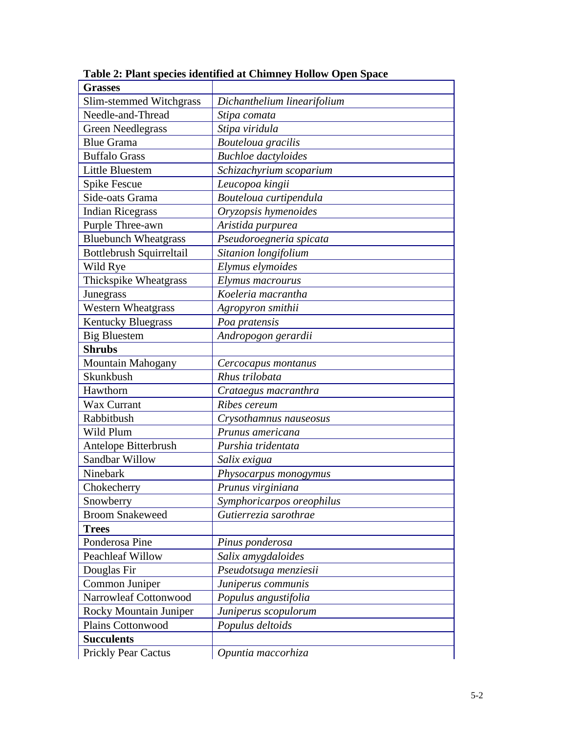**Table 2: Plant species identified at Chimney Hollow Open Space**

| **Grasses** | |
|---|---|
| Slim-stemmed Witchgrass | *Dichanthelium linearifolium* |
| Needle-and-Thread | *Stipa comata* |
| Green Needlegrass | *Stipa viridula* |
| Blue Grama | *Bouteloua gracilis* |
| Buffalo Grass | *Buchloe dactyloides* |
| Little Bluestem | *Schizachyrium scoparium* |
| Spike Fescue | *Leucopoa kingii* |
| Side-oats Grama | *Bouteloua curtipendula* |
| Indian Ricegrass | *Oryzopsis hymenoides* |
| Purple Three-awn | *Aristida purpurea* |
| Bluebunch Wheatgrass | *Pseudoroegneria spicata* |
| Bottlebrush Squirreltail | *Sitanion longifolium* |
| Wild Rye | *Elymus elymoides* |
| Thickspike Wheatgrass | *Elymus macrourus* |
| Junegrass | *Koeleria macrantha* |
| Western Wheatgrass | *Agropyron smithii* |
| Kentucky Bluegrass | *Poa pratensis* |
| Big Bluestem | *Andropogon gerardii* |
| **Shrubs** | |
| Mountain Mahogany | *Cercocapus montanus* |
| Skunkbush | *Rhus trilobata* |
| Hawthorn | *Crataegus macranthra* |
| Wax Currant | *Ribes cereum* |
| Rabbitbush | *Crysothamnus nauseosus* |
| Wild Plum | *Prunus americana* |
| Antelope Bitterbrush | *Purshia tridentata* |
| Sandbar Willow | *Salix exigua* |
| Ninebark | *Physocarpus monogymus* |
| Chokecherry | *Prunus virginiana* |
| Snowberry | *Symphoricarpos oreophilus* |
| Broom Snakeweed | *Gutierrezia sarothrae* |
| **Trees** | |
| Ponderosa Pine | *Pinus ponderosa* |
| Peachleaf Willow | *Salix amygdaloides* |
| Douglas Fir | *Pseudotsuga menziesii* |
| Common Juniper | *Juniperus communis* |
| Narrowleaf Cottonwood | *Populus angustifolia* |
| Rocky Mountain Juniper | *Juniperus scopulorum* |
| Plains Cottonwood | *Populus deltoids* |
| **Succulents** | |
| Prickly Pear Cactus | *Opuntia maccorhiza* |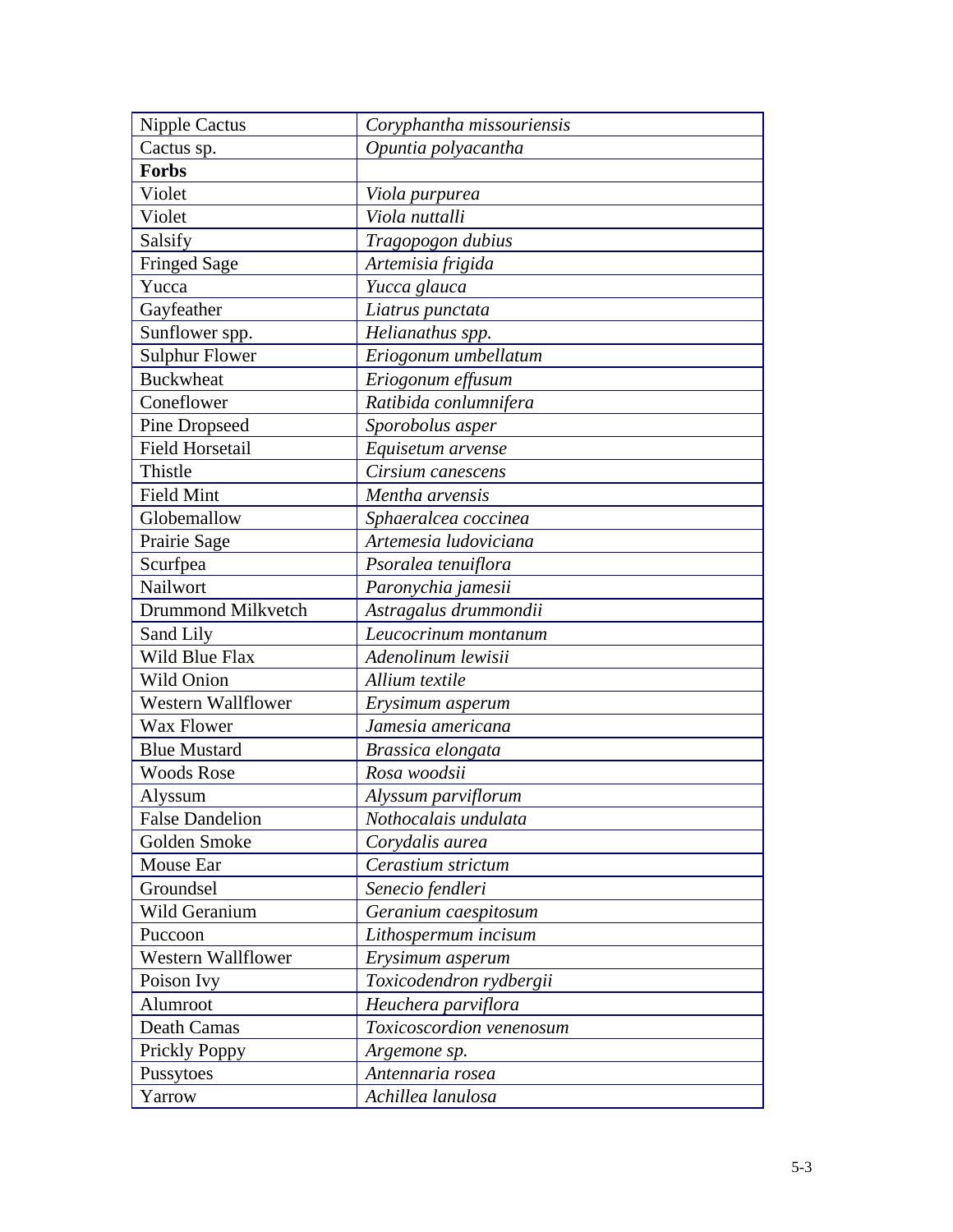| Nipple Cactus | *Coryphantha missouriensis* |
|---|---|
| Cactus sp. | *Opuntia polyacantha* |
| **Forbs** | |
| Violet | *Viola purpurea* |
| Violet | *Viola nuttalli* |
| Salsify | *Tragopogon dubius* |
| Fringed Sage | *Artemisia frigida* |
| Yucca | *Yucca glauca* |
| Gayfeather | *Liatrus punctata* |
| Sunflower spp. | *Helianathus spp.* |
| Sulphur Flower | *Eriogonum umbellatum* |
| Buckwheat | *Eriogonum effusum* |
| Coneflower | *Ratibida conlumnifera* |
| Pine Dropseed | *Sporobolus asper* |
| Field Horsetail | *Equisetum arvense* |
| Thistle | *Cirsium canescens* |
| Field Mint | *Mentha arvensis* |
| Globemallow | *Sphaeralcea coccinea* |
| Prairie Sage | *Artemesia ludoviciana* |
| Scurfpea | *Psoralea tenuiflora* |
| Nailwort | *Paronychia jamesii* |
| Drummond Milkvetch | *Astragalus drummondii* |
| Sand Lily | *Leucocrinum montanum* |
| Wild Blue Flax | *Adenolinum lewisii* |
| Wild Onion | *Allium textile* |
| Western Wallflower | *Erysimum asperum* |
| Wax Flower | *Jamesia americana* |
| Blue Mustard | *Brassica elongata* |
| Woods Rose | *Rosa woodsii* |
| Alyssum | *Alyssum parviflorum* |
| False Dandelion | *Nothocalais undulata* |
| Golden Smoke | *Corydalis aurea* |
| Mouse Ear | *Cerastium strictum* |
| Groundsel | *Senecio fendleri* |
| Wild Geranium | *Geranium caespitosum* |
| Puccoon | *Lithospermum incisum* |
| Western Wallflower | *Erysimum asperum* |
| Poison Ivy | *Toxicodendron rydbergii* |
| Alumroot | *Heuchera parviflora* |
| Death Camas | *Toxicoscordion venenosum* |
| Prickly Poppy | *Argemone sp.* |
| Pussytoes | *Antennaria rosea* |
| Yarrow | *Achillea lanulosa* |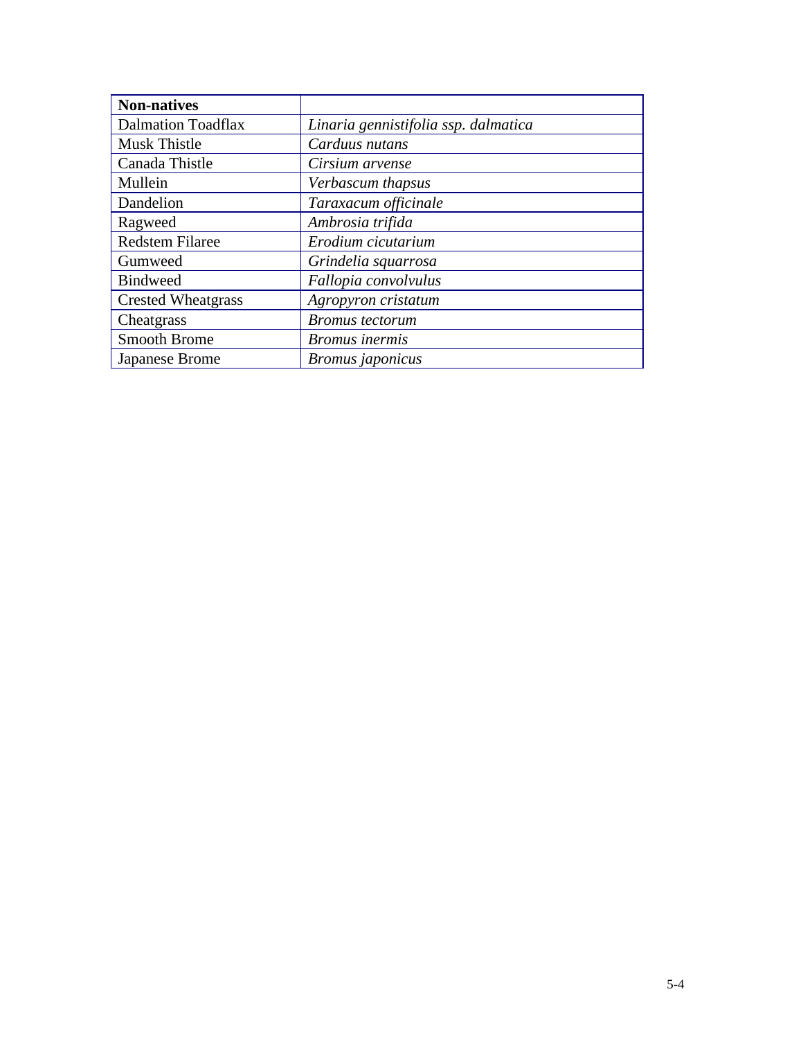| **Non-natives** | |
|---|---|
| Dalmation Toadflax | *Linaria gennistifolia ssp. dalmatica* |
| Musk Thistle | *Carduus nutans* |
| Canada Thistle | *Cirsium arvense* |
| Mullein | *Verbascum thapsus* |
| Dandelion | *Taraxacum officinale* |
| Ragweed | *Ambrosia trifida* |
| Redstem Filaree | *Erodium cicutarium* |
| Gumweed | *Grindelia squarrosa* |
| Bindweed | *Fallopia convolvulus* |
| Crested Wheatgrass | *Agropyron cristatum* |
| Cheatgrass | *Bromus tectorum* |
| Smooth Brome | *Bromus inermis* |
| Japanese Brome | *Bromus japonicus* |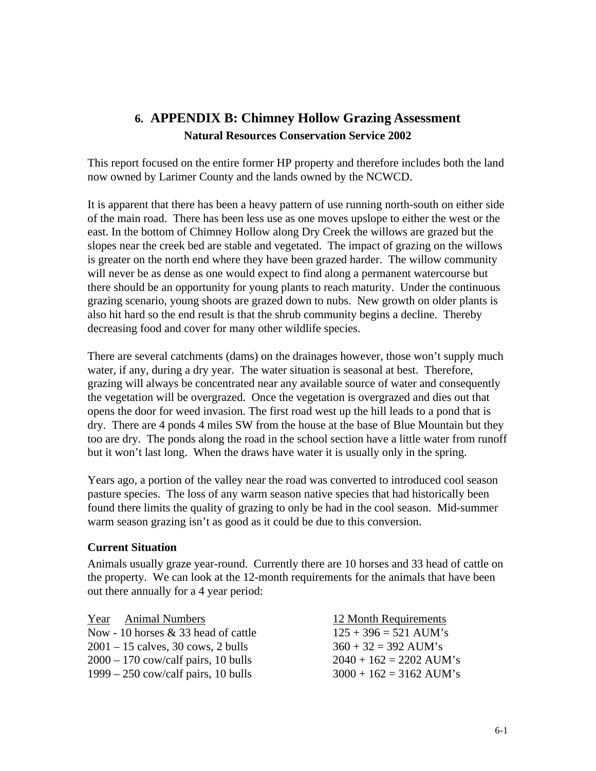# 6. APPENDIX B: Chimney Hollow Grazing Assessment

**Natural Resources Conservation Service 2002**

This report focused on the entire former HP property and therefore includes both the land now owned by Larimer County and the lands owned by the NCWCD.

It is apparent that there has been a heavy pattern of use running north-south on either side of the main road. There has been less use as one moves upslope to either the west or the east. In the bottom of Chimney Hollow along Dry Creek the willows are grazed but the slopes near the creek bed are stable and vegetated. The impact of grazing on the willows is greater on the north end where they have been grazed harder. The willow community will never be as dense as one would expect to find along a permanent watercourse but there should be an opportunity for young plants to reach maturity. Under the continuous grazing scenario, young shoots are grazed down to nubs. New growth on older plants is also hit hard so the end result is that the shrub community begins a decline. Thereby decreasing food and cover for many other wildlife species.

There are several catchments (dams) on the drainages however, those won't supply much water, if any, during a dry year. The water situation is seasonal at best. Therefore, grazing will always be concentrated near any available source of water and consequently the vegetation will be overgrazed. Once the vegetation is overgrazed and dies out that opens the door for weed invasion. The first road west up the hill leads to a pond that is dry. There are 4 ponds 4 miles SW from the house at the base of Blue Mountain but they too are dry. The ponds along the road in the school section have a little water from runoff but it won't last long. When the draws have water it is usually only in the spring.

Years ago, a portion of the valley near the road was converted to introduced cool season pasture species. The loss of any warm season native species that had historically been found there limits the quality of grazing to only be had in the cool season. Mid-summer warm season grazing isn't as good as it could be due to this conversion.

### Current Situation

Animals usually graze year-round. Currently there are 10 horses and 33 head of cattle on the property. We can look at the 12-month requirements for the animals that have been out there annually for a 4 year period:

| Year Animal Numbers | 12 Month Requirements |
|---|---|
| Now - 10 horses & 33 head of cattle | 125 + 396 = 521 AUM's |
| 2001 – 15 calves, 30 cows, 2 bulls | 360 + 32 = 392 AUM's |
| 2000 – 170 cow/calf pairs, 10 bulls | 2040 + 162 = 2202 AUM's |
| 1999 – 250 cow/calf pairs, 10 bulls | 3000 + 162 = 3162 AUM's |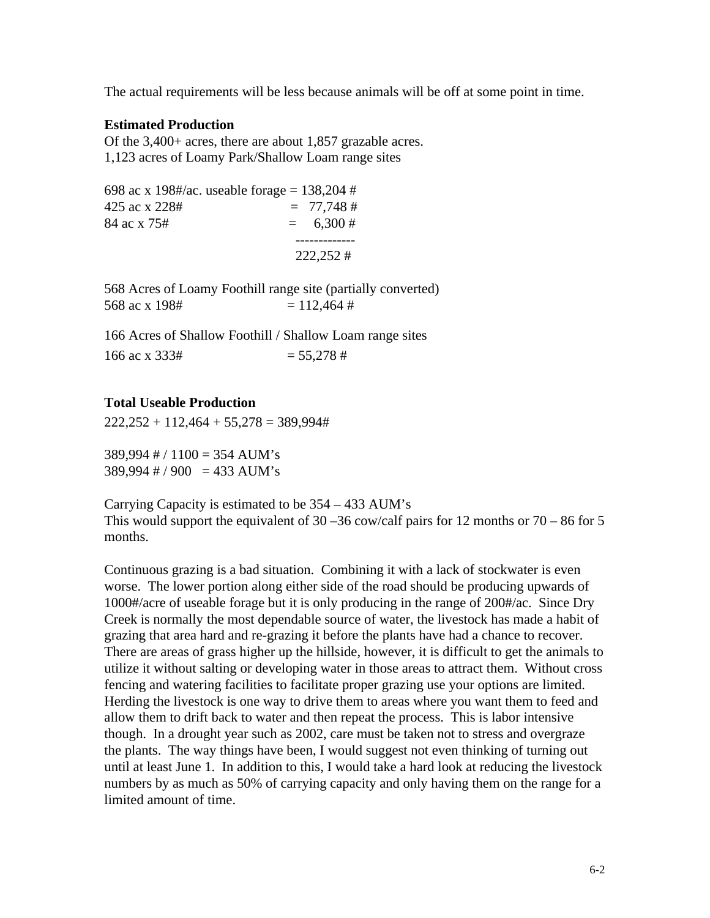The actual requirements will be less because animals will be off at some point in time.

**Estimated Production**

Of the 3,400+ acres, there are about 1,857 grazable acres.
1,123 acres of Loamy Park/Shallow Loam range sites

```
698 ac x 198#/ac. useable forage = 138,204 #
425 ac x 228#                    =  77,748 #
84 ac x 75#                      =   6,300 #
                                  -------------
                                  222,252 #
```

568 Acres of Loamy Foothill range site (partially converted)
568 ac x 198# = 112,464 #

166 Acres of Shallow Foothill / Shallow Loam range sites
166 ac x 333# = 55,278 #

**Total Useable Production**

222,252 + 112,464 + 55,278 = 389,994#

389,994 # / 1100 = 354 AUM's
389,994 # / 900 = 433 AUM's

Carrying Capacity is estimated to be 354 – 433 AUM's
This would support the equivalent of 30 –36 cow/calf pairs for 12 months or 70 – 86 for 5 months.

Continuous grazing is a bad situation. Combining it with a lack of stockwater is even worse. The lower portion along either side of the road should be producing upwards of 1000#/acre of useable forage but it is only producing in the range of 200#/ac. Since Dry Creek is normally the most dependable source of water, the livestock has made a habit of grazing that area hard and re-grazing it before the plants have had a chance to recover. There are areas of grass higher up the hillside, however, it is difficult to get the animals to utilize it without salting or developing water in those areas to attract them. Without cross fencing and watering facilities to facilitate proper grazing use your options are limited. Herding the livestock is one way to drive them to areas where you want them to feed and allow them to drift back to water and then repeat the process. This is labor intensive though. In a drought year such as 2002, care must be taken not to stress and overgraze the plants. The way things have been, I would suggest not even thinking of turning out until at least June 1. In addition to this, I would take a hard look at reducing the livestock numbers by as much as 50% of carrying capacity and only having them on the range for a limited amount of time.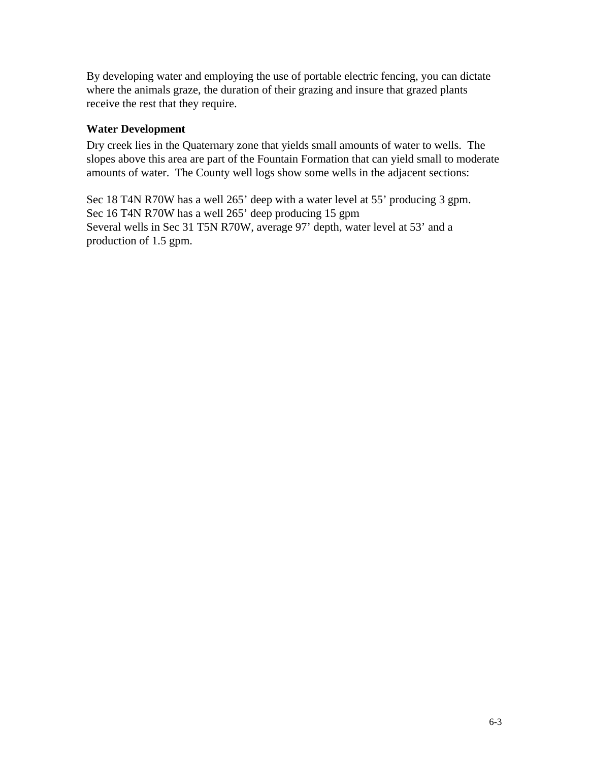By developing water and employing the use of portable electric fencing, you can dictate where the animals graze, the duration of their grazing and insure that grazed plants receive the rest that they require.

**Water Development**

Dry creek lies in the Quaternary zone that yields small amounts of water to wells. The slopes above this area are part of the Fountain Formation that can yield small to moderate amounts of water. The County well logs show some wells in the adjacent sections:

Sec 18 T4N R70W has a well 265' deep with a water level at 55' producing 3 gpm.
Sec 16 T4N R70W has a well 265' deep producing 15 gpm
Several wells in Sec 31 T5N R70W, average 97' depth, water level at 53' and a production of 1.5 gpm.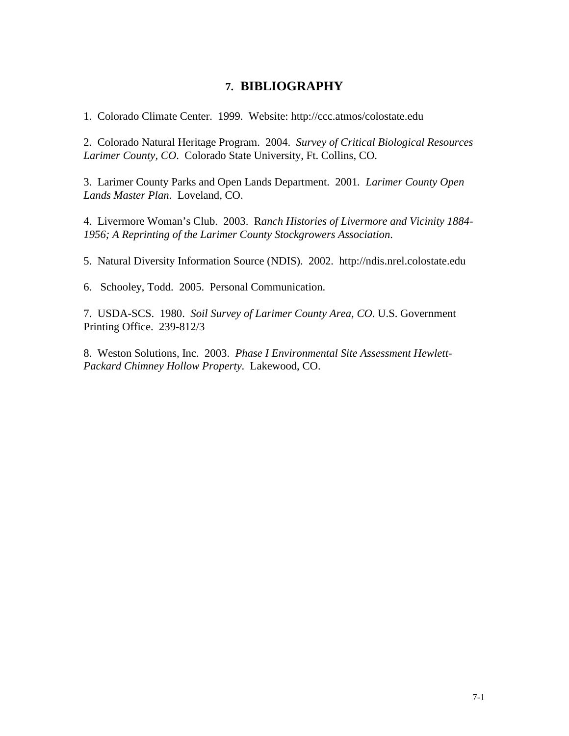## 7. BIBLIOGRAPHY

1. Colorado Climate Center. 1999. Website: http://ccc.atmos/colostate.edu

2. Colorado Natural Heritage Program. 2004. *Survey of Critical Biological Resources Larimer County, CO*. Colorado State University, Ft. Collins, CO.

3. Larimer County Parks and Open Lands Department. 2001. *Larimer County Open Lands Master Plan*. Loveland, CO.

4. Livermore Woman's Club. 2003. R*anch Histories of Livermore and Vicinity 1884-1956; A Reprinting of the Larimer County Stockgrowers Association*.

5. Natural Diversity Information Source (NDIS). 2002. http://ndis.nrel.colostate.edu

6. Schooley, Todd. 2005. Personal Communication.

7. USDA-SCS. 1980. *Soil Survey of Larimer County Area, CO*. U.S. Government Printing Office. 239-812/3

8. Weston Solutions, Inc. 2003. *Phase I Environmental Site Assessment Hewlett-Packard Chimney Hollow Property*. Lakewood, CO.